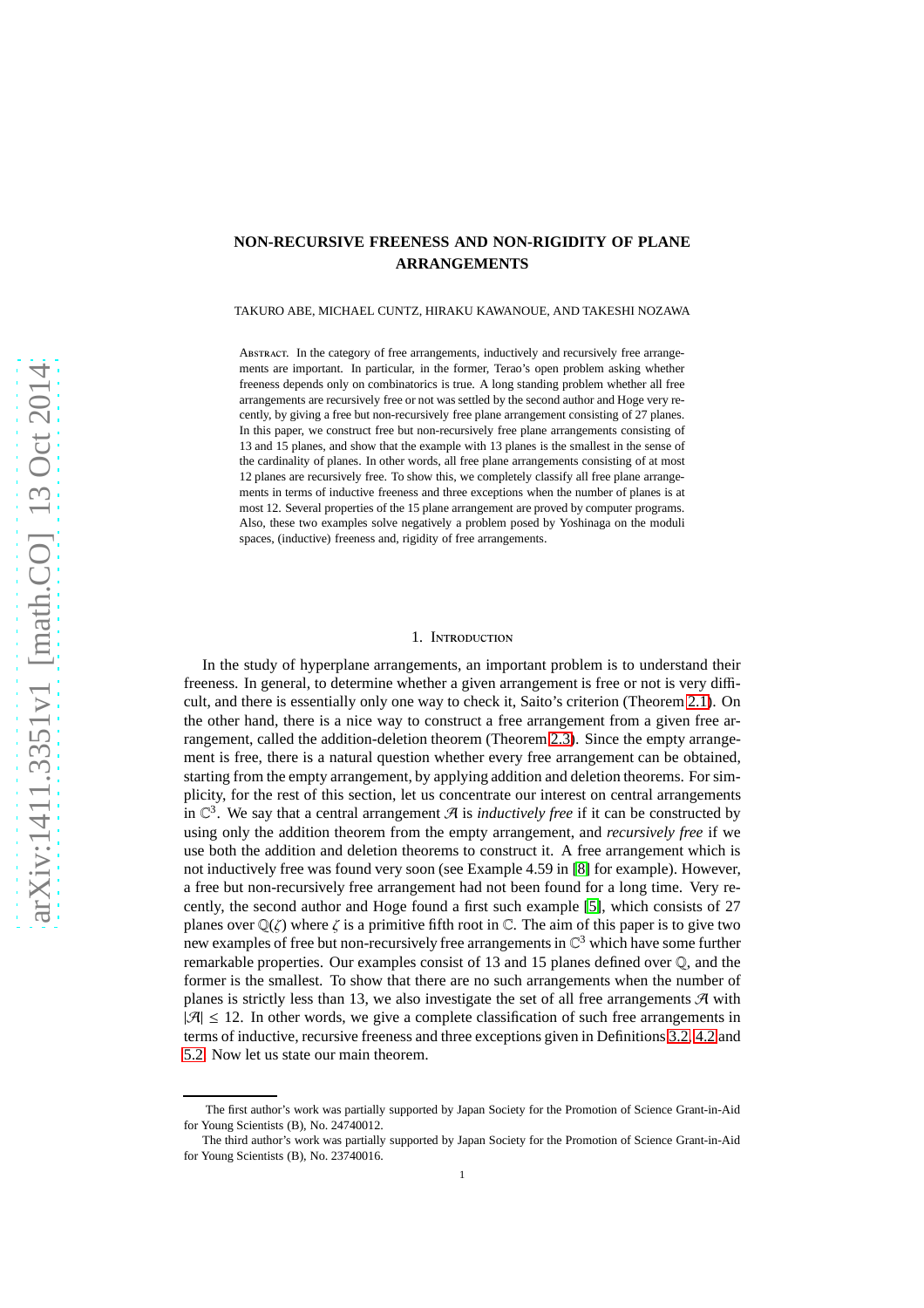# NON-RECURSIVE FREENESS AND NON-RIGIDITY OF PLANE ARRANGEMENTS

TAKURO ABE, MICHAEL CUNTZ, HIRAKU KAWANOUE, AND TAKESHI NOZAWA

Abstract. In the category of free arrangements, inductively and recursively free arrangements are important. In particular, in the former, Terao's open problem asking whether freeness depends only on combinatorics is true. A long standing problem whether all free arrangements are recursively free or not was settled by the second author and Hoge very recently, by giving a free but non-recursively free plane arrangement consisting of 27 planes. In this paper, we construct free but non-recursively free plane arrangements consisting of 13 and 15 planes, and show that the example with 13 planes is the smallest in the sense of the cardinality of planes. In other words, all free plane arrangements consisting of at most 12 planes are recursively free. To show this, we completely classify all free plane arrangements in terms of inductive freeness and three exceptions when the number of planes is at most 12. Several properties of the 15 plane arrangement are proved by computer programs. Also, these two examples solve negatively a problem posed by Yoshinaga on the moduli spaces, (inductive) freeness and, rigidity of free arrangements.

## 1. Introduction

In the study of hyperplane arrangements, an important problem is to understand their freeness. In general, to determine whether a given arrangement is free or not is very difficult, and there is essentially only one way to check it, Saito's criterion (Theorem 2.1). On the other hand, there is a nice way to construct a free arrangement from a given free arrangement, called the addition-deletion theorem (Theorem 2.3). Since the empty arrangement is free, there is a natural question whether every free arrangement can be obtained, starting from the empty arrangement, by applying addition and deletion theorems. For simplicity, for the rest of this section, let us concentrate our interest on central arrangements in $\mathbb{C}^3$. We say that a central arrangement $\mathcal{A}$ is *inductively free* if it can be constructed by using only the addition theorem from the empty arrangement, and *recursively free* if we use both the addition and deletion theorems to construct it. A free arrangement which is not inductively free was found very soon (see Example 4.59 in [8] for example). However, a free but non-recursively free arrangement had not been found for a long time. Very recently, the second author and Hoge found a first such example [5], which consists of 27 planes over $\mathbb{Q}(\zeta)$ where $\zeta$ is a primitive fifth root in $\mathbb{C}$. The aim of this paper is to give two new examples of free but non-recursively free arrangements in $\mathbb{C}^3$ which have some further remarkable properties. Our examples consist of 13 and 15 planes defined over $\mathbb{Q}$, and the former is the smallest. To show that there are no such arrangements when the number of planes is strictly less than 13, we also investigate the set of all free arrangements $\mathcal{A}$ with $|\mathcal{A}| \leq 12$. In other words, we give a complete classification of such free arrangements in terms of inductive, recursive freeness and three exceptions given in Definitions 3.2, 4.2 and 5.2. Now let us state our main theorem.

---

The first author's work was partially supported by Japan Society for the Promotion of Science Grant-in-Aid for Young Scientists (B), No. 24740012.

The third author's work was partially supported by Japan Society for the Promotion of Science Grant-in-Aid for Young Scientists (B), No. 23740016.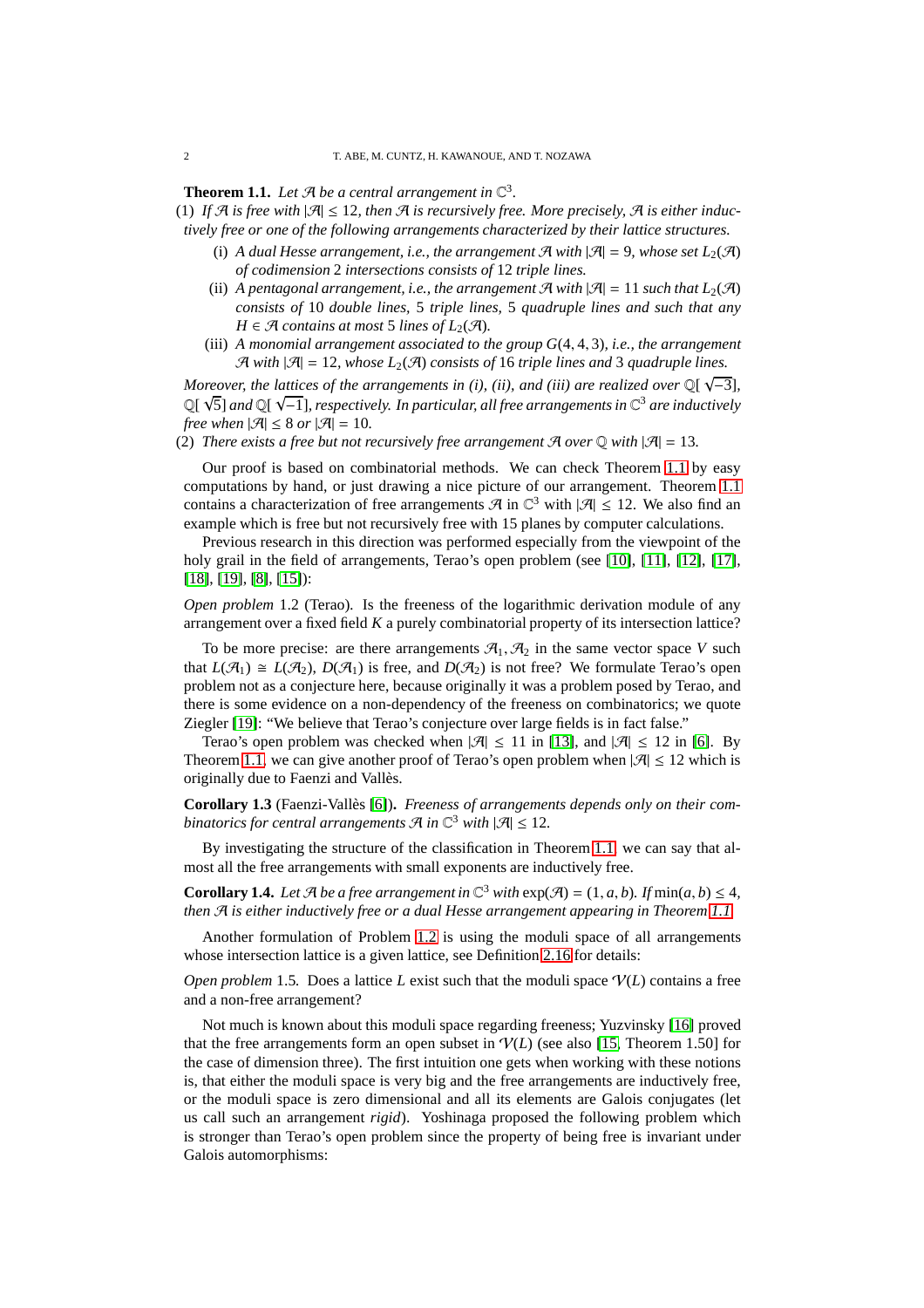**Theorem 1.1.** *Let $\mathcal{A}$ be a central arrangement in $\mathbb{C}^3$.*

(1) *If $\mathcal{A}$ is free with $|\mathcal{A}| \leq 12$, then $\mathcal{A}$ is recursively free. More precisely, $\mathcal{A}$ is either inductively free or one of the following arrangements characterized by their lattice structures.*
   - (i) *A dual Hesse arrangement, i.e., the arrangement $\mathcal{A}$ with $|\mathcal{A}| = 9$, whose set $L_2(\mathcal{A})$ of codimension 2 intersections consists of 12 triple lines.*
   - (ii) *A pentagonal arrangement, i.e., the arrangement $\mathcal{A}$ with $|\mathcal{A}| = 11$ such that $L_2(\mathcal{A})$ consists of 10 double lines, 5 triple lines, 5 quadruple lines and such that any $H \in \mathcal{A}$ contains at most 5 lines of $L_2(\mathcal{A})$.*
   - (iii) *A monomial arrangement associated to the group $G(4, 4, 3)$, i.e., the arrangement $\mathcal{A}$ with $|\mathcal{A}| = 12$, whose $L_2(\mathcal{A})$ consists of 16 triple lines and 3 quadruple lines.*

*Moreover, the lattices of the arrangements in (i), (ii), and (iii) are realized over $\mathbb{Q}[\sqrt{-3}]$, $\mathbb{Q}[\sqrt{5}]$ and $\mathbb{Q}[\sqrt{-1}]$, respectively. In particular, all free arrangements in $\mathbb{C}^3$ are inductively free when $|\mathcal{A}| \leq 8$ or $|\mathcal{A}| = 10$.*

(2) *There exists a free but not recursively free arrangement $\mathcal{A}$ over $\mathbb{Q}$ with $|\mathcal{A}| = 13$.*

Our proof is based on combinatorial methods. We can check Theorem 1.1 by easy computations by hand, or just drawing a nice picture of our arrangement. Theorem 1.1 contains a characterization of free arrangements $\mathcal{A}$ in $\mathbb{C}^3$ with $|\mathcal{A}| \leq 12$. We also find an example which is free but not recursively free with 15 planes by computer calculations.

Previous research in this direction was performed especially from the viewpoint of the holy grail in the field of arrangements, Terao's open problem (see [10], [11], [12], [17], [18], [19], [8], [15]):

*Open problem* 1.2 (Terao). Is the freeness of the logarithmic derivation module of any arrangement over a fixed field $K$ a purely combinatorial property of its intersection lattice?

To be more precise: are there arrangements $\mathcal{A}_1, \mathcal{A}_2$ in the same vector space $V$ such that $L(\mathcal{A}_1) \cong L(\mathcal{A}_2)$, $D(\mathcal{A}_1)$ is free, and $D(\mathcal{A}_2)$ is not free? We formulate Terao's open problem not as a conjecture here, because originally it was a problem posed by Terao, and there is some evidence on a non-dependency of the freeness on combinatorics; we quote Ziegler [19]: "We believe that Terao's conjecture over large fields is in fact false."

Terao's open problem was checked when $|\mathcal{A}| \leq 11$ in [13], and $|\mathcal{A}| \leq 12$ in [6]. By Theorem 1.1, we can give another proof of Terao's open problem when $|\mathcal{A}| \leq 12$ which is originally due to Faenzi and Vallès.

**Corollary 1.3** (Faenzi-Vallès [6])**.** *Freeness of arrangements depends only on their combinatorics for central arrangements $\mathcal{A}$ in $\mathbb{C}^3$ with $|\mathcal{A}| \leq 12$.*

By investigating the structure of the classification in Theorem 1.1, we can say that almost all the free arrangements with small exponents are inductively free.

**Corollary 1.4.** *Let $\mathcal{A}$ be a free arrangement in $\mathbb{C}^3$ with $\exp(\mathcal{A}) = (1, a, b)$. If $\min(a, b) \leq 4$, then $\mathcal{A}$ is either inductively free or a dual Hesse arrangement appearing in Theorem 1.1.*

Another formulation of Problem 1.2 is using the moduli space of all arrangements whose intersection lattice is a given lattice, see Definition 2.16 for details:

*Open problem* 1.5. Does a lattice $L$ exist such that the moduli space $\mathcal{V}(L)$ contains a free and a non-free arrangement?

Not much is known about this moduli space regarding freeness; Yuzvinsky [16] proved that the free arrangements form an open subset in $\mathcal{V}(L)$ (see also [15, Theorem 1.50] for the case of dimension three). The first intuition one gets when working with these notions is, that either the moduli space is very big and the free arrangements are inductively free, or the moduli space is zero dimensional and all its elements are Galois conjugates (let us call such an arrangement *rigid*). Yoshinaga proposed the following problem which is stronger than Terao's open problem since the property of being free is invariant under Galois automorphisms: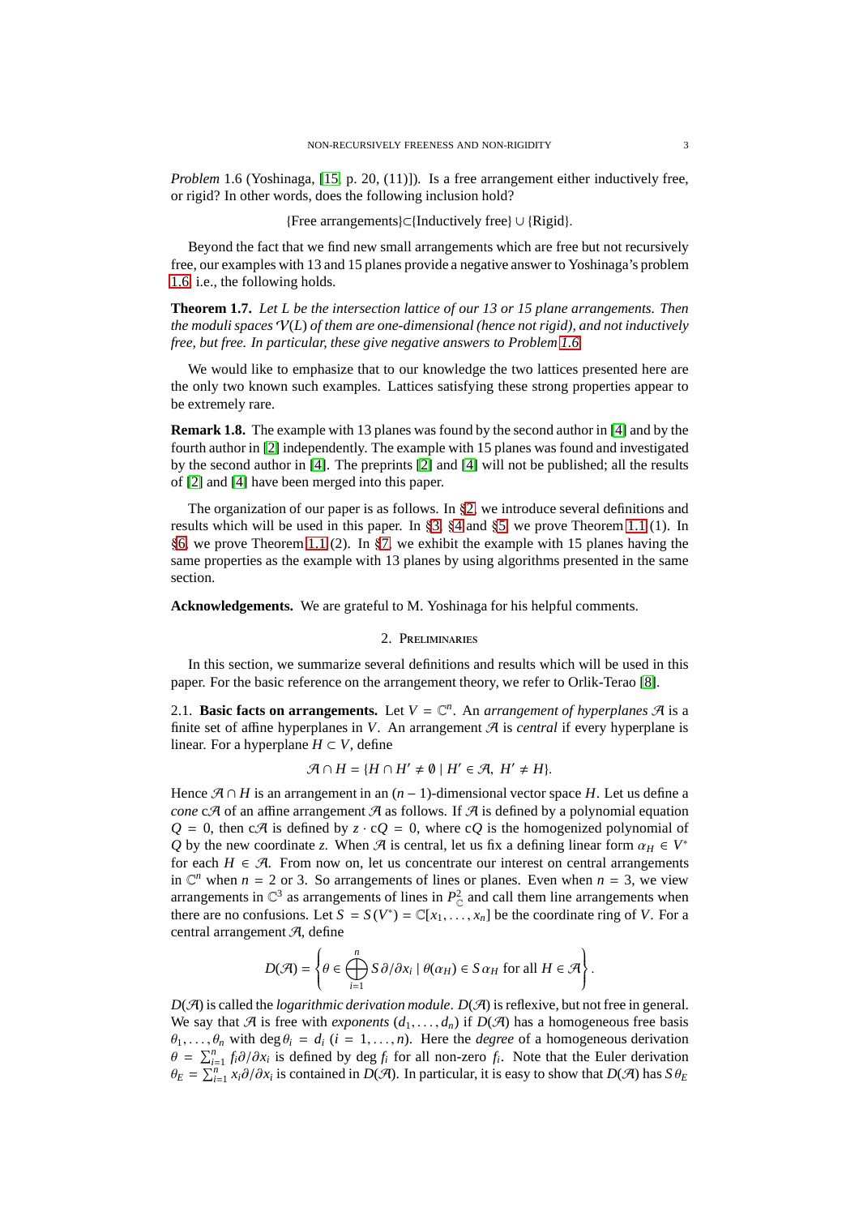*Problem* 1.6 (Yoshinaga, [15, p. 20, (11)]). Is a free arrangement either inductively free, or rigid? In other words, does the following inclusion hold?

$$\{\text{Free arrangements}\} \subset \{\text{Inductively free}\} \cup \{\text{Rigid}\}.$$

Beyond the fact that we find new small arrangements which are free but not recursively free, our examples with 13 and 15 planes provide a negative answer to Yoshinaga's problem 1.6, i.e., the following holds.

**Theorem 1.7.** *Let $L$ be the intersection lattice of our 13 or 15 plane arrangements. Then the moduli spaces $\mathcal{V}(L)$ of them are one-dimensional (hence not rigid), and not inductively free, but free. In particular, these give negative answers to Problem 1.6.*

We would like to emphasize that to our knowledge the two lattices presented here are the only two known such examples. Lattices satisfying these strong properties appear to be extremely rare.

**Remark 1.8.** The example with 13 planes was found by the second author in [4] and by the fourth author in [2] independently. The example with 15 planes was found and investigated by the second author in [4]. The preprints [2] and [4] will not be published; all the results of [2] and [4] have been merged into this paper.

The organization of our paper is as follows. In §2, we introduce several definitions and results which will be used in this paper. In §3, §4 and §5, we prove Theorem 1.1 (1). In §6, we prove Theorem 1.1 (2). In §7, we exhibit the example with 15 planes having the same properties as the example with 13 planes by using algorithms presented in the same section.

**Acknowledgements.** We are grateful to M. Yoshinaga for his helpful comments.

## 2. Preliminaries

In this section, we summarize several definitions and results which will be used in this paper. For the basic reference on the arrangement theory, we refer to Orlik-Terao [8].

2.1. **Basic facts on arrangements.** Let $V = \mathbb{C}^n$. An *arrangement of hyperplanes* $\mathcal{A}$ is a finite set of affine hyperplanes in $V$. An arrangement $\mathcal{A}$ is *central* if every hyperplane is linear. For a hyperplane $H \subset V$, define

$$\mathcal{A} \cap H = \{H \cap H' \neq \emptyset \mid H' \in \mathcal{A},\ H' \neq H\}.$$

Hence $\mathcal{A} \cap H$ is an arrangement in an $(n-1)$-dimensional vector space $H$. Let us define a *cone* $c\mathcal{A}$ of an affine arrangement $\mathcal{A}$ as follows. If $\mathcal{A}$ is defined by a polynomial equation $Q = 0$, then $c\mathcal{A}$ is defined by $z \cdot cQ = 0$, where $cQ$ is the homogenized polynomial of $Q$ by the new coordinate $z$. When $\mathcal{A}$ is central, let us fix a defining linear form $\alpha_H \in V^*$ for each $H \in \mathcal{A}$. From now on, let us concentrate our interest on central arrangements in $\mathbb{C}^n$ when $n = 2$ or 3. So arrangements of lines or planes. Even when $n = 3$, we view arrangements in $\mathbb{C}^3$ as arrangements of lines in $P^2_{\mathbb{C}}$ and call them line arrangements when there are no confusions. Let $S = S(V^*) = \mathbb{C}[x_1, \ldots, x_n]$ be the coordinate ring of $V$. For a central arrangement $\mathcal{A}$, define

$$D(\mathcal{A}) = \left\{ \theta \in \bigoplus_{i=1}^{n} S\,\partial/\partial x_i \mid \theta(\alpha_H) \in S\,\alpha_H \text{ for all } H \in \mathcal{A} \right\}.$$

$D(\mathcal{A})$ is called the *logarithmic derivation module*. $D(\mathcal{A})$ is reflexive, but not free in general. We say that $\mathcal{A}$ is free with *exponents* $(d_1, \ldots, d_n)$ if $D(\mathcal{A})$ has a homogeneous free basis $\theta_1, \ldots, \theta_n$ with $\deg \theta_i = d_i$ $(i = 1, \ldots, n)$. Here the *degree* of a homogeneous derivation $\theta = \sum_{i=1}^n f_i \partial/\partial x_i$ is defined by $\deg f_i$ for all non-zero $f_i$. Note that the Euler derivation $\theta_E = \sum_{i=1}^n x_i \partial/\partial x_i$ is contained in $D(\mathcal{A})$. In particular, it is easy to show that $D(\mathcal{A})$ has $S\,\theta_E$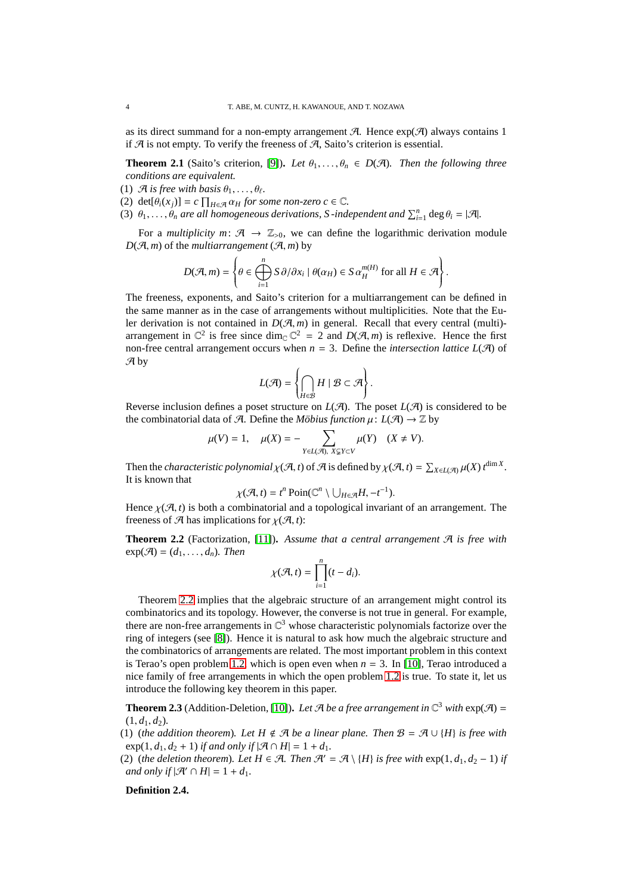as its direct summand for a non-empty arrangement $\mathcal{A}$. Hence $\exp(\mathcal{A})$ always contains 1 if $\mathcal{A}$ is not empty. To verify the freeness of $\mathcal{A}$, Saito's criterion is essential.

**Theorem 2.1** (Saito's criterion, [9]). *Let $\theta_1, \ldots, \theta_n \in D(\mathcal{A})$. Then the following three conditions are equivalent.*

1. *$\mathcal{A}$ is free with basis $\theta_1, \ldots, \theta_\ell$.*
2. *$\det[\theta_i(x_j)] = c \prod_{H \in \mathcal{A}} \alpha_H$ for some non-zero $c \in \mathbb{C}$.*
3. *$\theta_1, \ldots, \theta_n$ are all homogeneous derivations, $S$-independent and $\sum_{i=1}^n \deg \theta_i = |\mathcal{A}|$.*

For a *multiplicity* $m \colon \mathcal{A} \to \mathbb{Z}_{>0}$, we can define the logarithmic derivation module $D(\mathcal{A}, m)$ of the *multiarrangement* $(\mathcal{A}, m)$ by

$$D(\mathcal{A}, m) = \left\{ \theta \in \bigoplus_{i=1}^{n} S\,\partial/\partial x_i \mid \theta(\alpha_H) \in S\,\alpha_H^{m(H)} \text{ for all } H \in \mathcal{A} \right\}.$$

The freeness, exponents, and Saito's criterion for a multiarrangement can be defined in the same manner as in the case of arrangements without multiplicities. Note that the Euler derivation is not contained in $D(\mathcal{A}, m)$ in general. Recall that every central (multi)-arrangement in $\mathbb{C}^2$ is free since $\dim_{\mathbb{C}} \mathbb{C}^2 = 2$ and $D(\mathcal{A}, m)$ is reflexive. Hence the first non-free central arrangement occurs when $n = 3$. Define the *intersection lattice* $L(\mathcal{A})$ of $\mathcal{A}$ by

$$L(\mathcal{A}) = \left\{ \bigcap_{H \in \mathcal{B}} H \mid \mathcal{B} \subset \mathcal{A} \right\}.$$

Reverse inclusion defines a poset structure on $L(\mathcal{A})$. The poset $L(\mathcal{A})$ is considered to be the combinatorial data of $\mathcal{A}$. Define the *Möbius function* $\mu \colon L(\mathcal{A}) \to \mathbb{Z}$ by

$$\mu(V) = 1, \quad \mu(X) = - \sum_{Y \in L(\mathcal{A}),\ X \subsetneq Y \subset V} \mu(Y) \quad (X \neq V).$$

Then the *characteristic polynomial* $\chi(\mathcal{A}, t)$ of $\mathcal{A}$ is defined by $\chi(\mathcal{A}, t) = \sum_{X \in L(\mathcal{A})} \mu(X)\, t^{\dim X}$. It is known that

$$\chi(\mathcal{A}, t) = t^n \operatorname{Poin}(\mathbb{C}^n \setminus \textstyle\bigcup_{H \in \mathcal{A}} H, -t^{-1}).$$

Hence $\chi(\mathcal{A}, t)$ is both a combinatorial and a topological invariant of an arrangement. The freeness of $\mathcal{A}$ has implications for $\chi(\mathcal{A}, t)$:

**Theorem 2.2** (Factorization, [11]). *Assume that a central arrangement $\mathcal{A}$ is free with $\exp(\mathcal{A}) = (d_1, \ldots, d_n)$. Then*

$$\chi(\mathcal{A}, t) = \prod_{i=1}^{n} (t - d_i).$$

Theorem 2.2 implies that the algebraic structure of an arrangement might control its combinatorics and its topology. However, the converse is not true in general. For example, there are non-free arrangements in $\mathbb{C}^3$ whose characteristic polynomials factorize over the ring of integers (see [8]). Hence it is natural to ask how much the algebraic structure and the combinatorics of arrangements are related. The most important problem in this context is Terao's open problem 1.2, which is open even when $n = 3$. In [10], Terao introduced a nice family of free arrangements in which the open problem 1.2 is true. To state it, let us introduce the following key theorem in this paper.

**Theorem 2.3** (Addition-Deletion, [10]). *Let $\mathcal{A}$ be a free arrangement in $\mathbb{C}^3$ with $\exp(\mathcal{A}) = (1, d_1, d_2)$.*

1. *(the addition theorem). Let $H \notin \mathcal{A}$ be a linear plane. Then $\mathcal{B} = \mathcal{A} \cup \{H\}$ is free with $\exp(1, d_1, d_2 + 1)$ if and only if $|\mathcal{A} \cap H| = 1 + d_1$.*
2. *(the deletion theorem). Let $H \in \mathcal{A}$. Then $\mathcal{A}' = \mathcal{A} \setminus \{H\}$ is free with $\exp(1, d_1, d_2 - 1)$ if and only if $|\mathcal{A}' \cap H| = 1 + d_1$.*

**Definition 2.4.**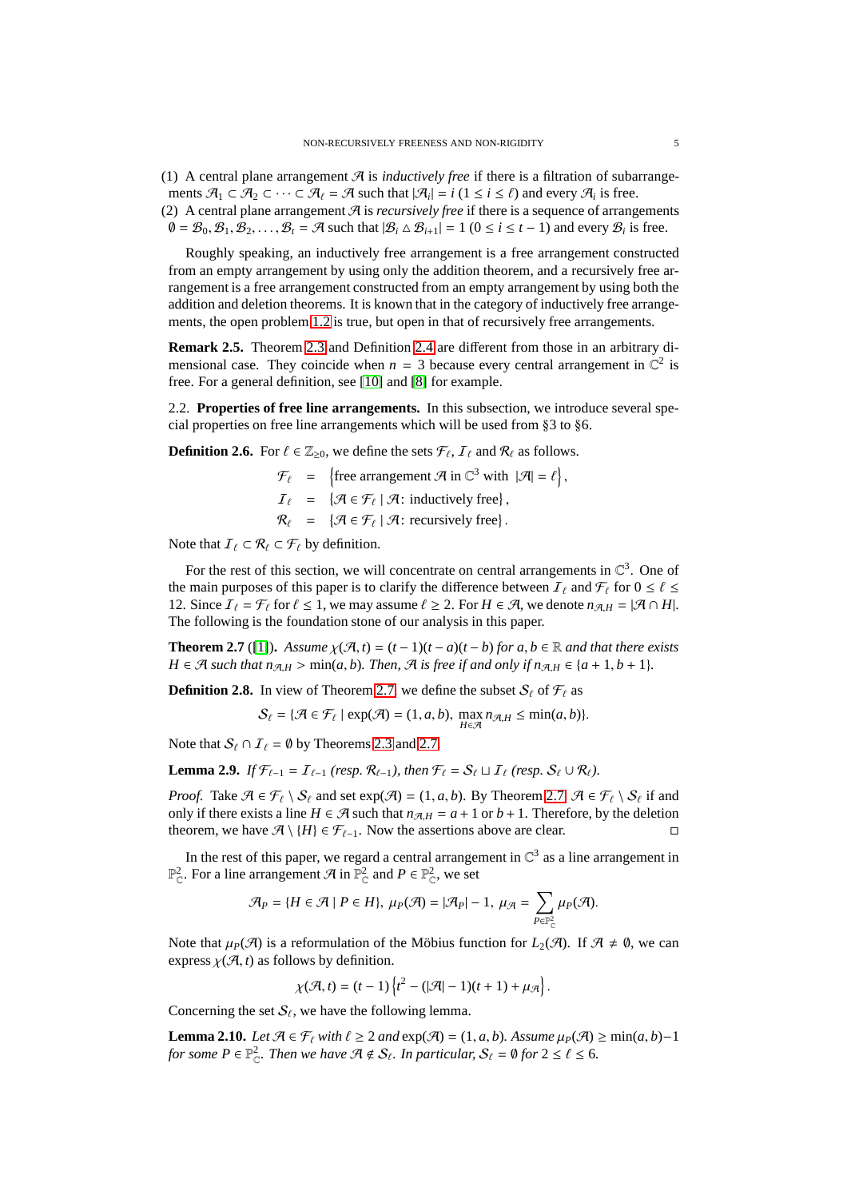(1) A central plane arrangement $\mathcal{A}$ is *inductively free* if there is a filtration of subarrangements $\mathcal{A}_1 \subset \mathcal{A}_2 \subset \cdots \subset \mathcal{A}_\ell = \mathcal{A}$ such that $|\mathcal{A}_i| = i$ $(1 \leq i \leq \ell)$ and every $\mathcal{A}_i$ is free.

(2) A central plane arrangement $\mathcal{A}$ is *recursively free* if there is a sequence of arrangements $\emptyset = \mathcal{B}_0, \mathcal{B}_1, \mathcal{B}_2, \ldots, \mathcal{B}_t = \mathcal{A}$ such that $|\mathcal{B}_i \triangle \mathcal{B}_{i+1}| = 1$ $(0 \leq i \leq t-1)$ and every $\mathcal{B}_i$ is free.

Roughly speaking, an inductively free arrangement is a free arrangement constructed from an empty arrangement by using only the addition theorem, and a recursively free arrangement is a free arrangement constructed from an empty arrangement by using both the addition and deletion theorems. It is known that in the category of inductively free arrangements, the open problem 1.2 is true, but open in that of recursively free arrangements.

**Remark 2.5.** Theorem 2.3 and Definition 2.4 are different from those in an arbitrary dimensional case. They coincide when $n = 3$ because every central arrangement in $\mathbb{C}^2$ is free. For a general definition, see [10] and [8] for example.

## 2.2. Properties of free line arrangements.

In this subsection, we introduce several special properties on free line arrangements which will be used from §3 to §6.

**Definition 2.6.** For $\ell \in \mathbb{Z}_{\geq 0}$, we define the sets $\mathcal{F}_\ell$, $\mathcal{I}_\ell$ and $\mathcal{R}_\ell$ as follows.

$$
\begin{aligned}
\mathcal{F}_\ell &= \left\{\text{free arrangement } \mathcal{A} \text{ in } \mathbb{C}^3 \text{ with } |\mathcal{A}| = \ell\right\}, \\
\mathcal{I}_\ell &= \{\mathcal{A} \in \mathcal{F}_\ell \mid \mathcal{A}\text{: inductively free}\}, \\
\mathcal{R}_\ell &= \{\mathcal{A} \in \mathcal{F}_\ell \mid \mathcal{A}\text{: recursively free}\}.
\end{aligned}
$$

Note that $\mathcal{I}_\ell \subset \mathcal{R}_\ell \subset \mathcal{F}_\ell$ by definition.

For the rest of this section, we will concentrate on central arrangements in $\mathbb{C}^3$. One of the main purposes of this paper is to clarify the difference between $\mathcal{I}_\ell$ and $\mathcal{F}_\ell$ for $0 \leq \ell \leq 12$. Since $\mathcal{I}_\ell = \mathcal{F}_\ell$ for $\ell \leq 1$, we may assume $\ell \geq 2$. For $H \in \mathcal{A}$, we denote $n_{\mathcal{A},H} = |\mathcal{A} \cap H|$. The following is the foundation stone of our analysis in this paper.

**Theorem 2.7** ([1]). *Assume $\chi(\mathcal{A}, t) = (t-1)(t-a)(t-b)$ for $a, b \in \mathbb{R}$ and that there exists $H \in \mathcal{A}$ such that $n_{\mathcal{A},H} > \min(a, b)$. Then, $\mathcal{A}$ is free if and only if $n_{\mathcal{A},H} \in \{a+1, b+1\}$.*

**Definition 2.8.** In view of Theorem 2.7, we define the subset $\mathcal{S}_\ell$ of $\mathcal{F}_\ell$ as

$$
\mathcal{S}_\ell = \{\mathcal{A} \in \mathcal{F}_\ell \mid \exp(\mathcal{A}) = (1, a, b),\ \max_{H \in \mathcal{A}} n_{\mathcal{A},H} \leq \min(a, b)\}.
$$

Note that $\mathcal{S}_\ell \cap \mathcal{I}_\ell = \emptyset$ by Theorems 2.3 and 2.7.

**Lemma 2.9.** *If $\mathcal{F}_{\ell-1} = \mathcal{I}_{\ell-1}$ (resp. $\mathcal{R}_{\ell-1}$), then $\mathcal{F}_\ell = \mathcal{S}_\ell \sqcup \mathcal{I}_\ell$ (resp. $\mathcal{S}_\ell \cup \mathcal{R}_\ell$).*

*Proof.* Take $\mathcal{A} \in \mathcal{F}_\ell \setminus \mathcal{S}_\ell$ and set $\exp(\mathcal{A}) = (1, a, b)$. By Theorem 2.7, $\mathcal{A} \in \mathcal{F}_\ell \setminus \mathcal{S}_\ell$ if and only if there exists a line $H \in \mathcal{A}$ such that $n_{\mathcal{A},H} = a+1$ or $b+1$. Therefore, by the deletion theorem, we have $\mathcal{A} \setminus \{H\} \in \mathcal{F}_{\ell-1}$. Now the assertions above are clear. ◻

In the rest of this paper, we regard a central arrangement in $\mathbb{C}^3$ as a line arrangement in $\mathbb{P}^2_{\mathbb{C}}$. For a line arrangement $\mathcal{A}$ in $\mathbb{P}^2_{\mathbb{C}}$ and $P \in \mathbb{P}^2_{\mathbb{C}}$, we set

$$
\mathcal{A}_P = \{H \in \mathcal{A} \mid P \in H\},\ \mu_P(\mathcal{A}) = |\mathcal{A}_P| - 1,\ \mu_{\mathcal{A}} = \sum_{P \in \mathbb{P}^2_{\mathbb{C}}} \mu_P(\mathcal{A}).
$$

Note that $\mu_P(\mathcal{A})$ is a reformulation of the Möbius function for $L_2(\mathcal{A})$. If $\mathcal{A} \neq \emptyset$, we can express $\chi(\mathcal{A}, t)$ as follows by definition.

$$
\chi(\mathcal{A}, t) = (t-1)\left\{t^2 - (|\mathcal{A}| - 1)(t+1) + \mu_{\mathcal{A}}\right\}.
$$

Concerning the set $\mathcal{S}_\ell$, we have the following lemma.

**Lemma 2.10.** *Let $\mathcal{A} \in \mathcal{F}_\ell$ with $\ell \geq 2$ and $\exp(\mathcal{A}) = (1, a, b)$. Assume $\mu_P(\mathcal{A}) \geq \min(a, b) - 1$ for some $P \in \mathbb{P}^2_{\mathbb{C}}$. Then we have $\mathcal{A} \notin \mathcal{S}_\ell$. In particular, $\mathcal{S}_\ell = \emptyset$ for $2 \leq \ell \leq 6$.*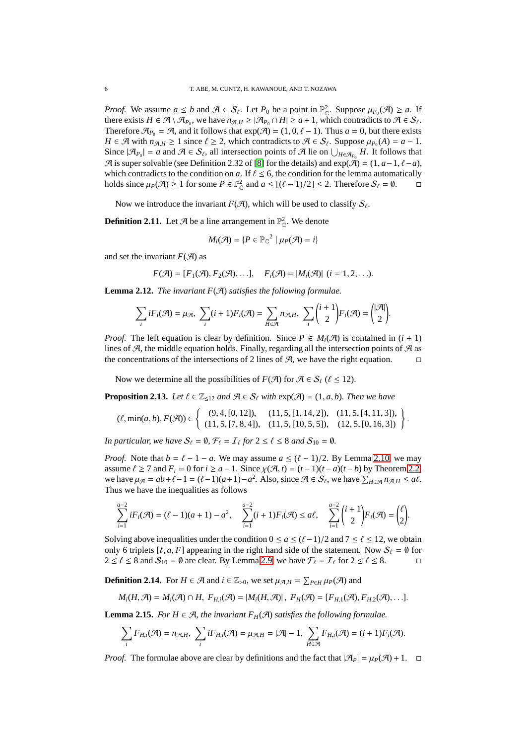*Proof.* We assume $a \le b$ and $\mathcal{A} \in \mathcal{S}_\ell$. Let $P_0$ be a point in $\mathbb{P}^2_{\mathbb{C}}$. Suppose $\mu_{P_0}(\mathcal{A}) \ge a$. If there exists $H \in \mathcal{A} \setminus \mathcal{A}_{P_0}$, we have $n_{\mathcal{A},H} \ge |\mathcal{A}_{P_0} \cap H| \ge a+1$, which contradicts to $\mathcal{A} \in \mathcal{S}_\ell$. Therefore $\mathcal{A}_{P_0} = \mathcal{A}$, and it follows that $\exp(\mathcal{A}) = (1, 0, \ell-1)$. Thus $a = 0$, but there exists $H \in \mathcal{A}$ with $n_{\mathcal{A},H} \ge 1$ since $\ell \ge 2$, which contradicts to $\mathcal{A} \in \mathcal{S}_\ell$. Suppose $\mu_{P_0}(A) = a-1$. Since $|\mathcal{A}_{P_0}| = a$ and $\mathcal{A} \in \mathcal{S}_\ell$, all intersection points of $\mathcal{A}$ lie on $\bigcup_{H \in \mathcal{A}_{P_0}} H$. It follows that $\mathcal{A}$ is super solvable (see Definition 2.32 of [8] for the details) and $\exp(\mathcal{A}) = (1, a-1, \ell-a)$, which contradicts to the condition on $a$. If $\ell \le 6$, the condition for the lemma automatically holds since $\mu_P(\mathcal{A}) \ge 1$ for some $P \in \mathbb{P}^2_{\mathbb{C}}$ and $a \le \lfloor (\ell-1)/2 \rfloor \le 2$. Therefore $\mathcal{S}_\ell = \emptyset$. □

Now we introduce the invariant $F(\mathcal{A})$, which will be used to classify $\mathcal{S}_\ell$.

**Definition 2.11.** Let $\mathcal{A}$ be a line arrangement in $\mathbb{P}^2_{\mathbb{C}}$. We denote

$$M_i(\mathcal{A}) = \{P \in \mathbb{P}_{\mathbb{C}}{}^2 \mid \mu_P(\mathcal{A}) = i\}$$

and set the invariant $F(\mathcal{A})$ as

$$F(\mathcal{A}) = [F_1(\mathcal{A}), F_2(\mathcal{A}), \ldots], \quad F_i(\mathcal{A}) = |M_i(\mathcal{A})| \ (i = 1, 2, \ldots).$$

**Lemma 2.12.** *The invariant $F(\mathcal{A})$ satisfies the following formulae.*

$$\sum_i iF_i(\mathcal{A}) = \mu_{\mathcal{A}}, \ \sum_i (i+1)F_i(\mathcal{A}) = \sum_{H \in \mathcal{A}} n_{\mathcal{A},H}, \ \sum_i \binom{i+1}{2} F_i(\mathcal{A}) = \binom{|\mathcal{A}|}{2}.$$

*Proof.* The left equation is clear by definition. Since $P \in M_i(\mathcal{A})$ is contained in $(i+1)$ lines of $\mathcal{A}$, the middle equation holds. Finally, regarding all the intersection points of $\mathcal{A}$ as the concentrations of the intersections of 2 lines of $\mathcal{A}$, we have the right equation. □

Now we determine all the possibilities of $F(\mathcal{A})$ for $\mathcal{A} \in \mathcal{S}_\ell$ ($\ell \le 12$).

**Proposition 2.13.** *Let $\ell \in \mathbb{Z}_{\le 12}$ and $\mathcal{A} \in \mathcal{S}_\ell$ with $\exp(\mathcal{A}) = (1, a, b)$. Then we have*

$$(\ell, \min(a,b), F(\mathcal{A})) \in \left\{ \begin{array}{lll} (9, 4, [0, 12]), & (11, 5, [1, 14, 2]), & (11, 5, [4, 11, 3]), \\ (11, 5, [7, 8, 4]), & (11, 5, [10, 5, 5]), & (12, 5, [0, 16, 3]) \end{array} \right\}.$$

*In particular, we have $\mathcal{S}_\ell = \emptyset$, $\mathcal{F}_\ell = \mathcal{I}_\ell$ for $2 \le \ell \le 8$ and $\mathcal{S}_{10} = \emptyset$.*

*Proof.* Note that $b = \ell - 1 - a$. We may assume $a \le (\ell-1)/2$. By Lemma 2.10, we may assume $\ell \ge 7$ and $F_i = 0$ for $i \ge a-1$. Since $\chi(\mathcal{A}, t) = (t-1)(t-a)(t-b)$ by Theorem 2.2, we have $\mu_{\mathcal{A}} = ab + \ell - 1 = (\ell-1)(a+1) - a^2$. Also, since $\mathcal{A} \in \mathcal{S}_\ell$, we have $\sum_{H \in \mathcal{A}} n_{\mathcal{A},H} \le a\ell$. Thus we have the inequalities as follows

$$\sum_{i=1}^{a-2} iF_i(\mathcal{A}) = (\ell-1)(a+1) - a^2, \quad \sum_{i=1}^{a-2} (i+1)F_i(\mathcal{A}) \le a\ell, \quad \sum_{i=1}^{a-2} \binom{i+1}{2} F_i(\mathcal{A}) = \binom{\ell}{2}.$$

Solving above inequalities under the condition $0 \le a \le (\ell-1)/2$ and $7 \le \ell \le 12$, we obtain only 6 triplets $[\ell, a, F]$ appearing in the right hand side of the statement. Now $\mathcal{S}_\ell = \emptyset$ for $2 \le \ell \le 8$ and $\mathcal{S}_{10} = \emptyset$ are clear. By Lemma 2.9, we have $\mathcal{F}_\ell = \mathcal{I}_\ell$ for $2 \le \ell \le 8$. □

**Definition 2.14.** For $H \in \mathcal{A}$ and $i \in \mathbb{Z}_{>0}$, we set $\mu_{\mathcal{A},H} = \sum_{P \in H} \mu_P(\mathcal{A})$ and

$$M_i(H, \mathcal{A}) = M_i(\mathcal{A}) \cap H, \ F_{H,i}(\mathcal{A}) = |M_i(H, \mathcal{A})|, \ F_H(\mathcal{A}) = [F_{H,1}(\mathcal{A}), F_{H,2}(\mathcal{A}), \ldots].$$

**Lemma 2.15.** *For $H \in \mathcal{A}$, the invariant $F_H(\mathcal{A})$ satisfies the following formulae.*

$$\sum_i F_{H,i}(\mathcal{A}) = n_{\mathcal{A},H}, \ \sum_i iF_{H,i}(\mathcal{A}) = \mu_{\mathcal{A},H} = |\mathcal{A}| - 1, \ \sum_{H \in \mathcal{A}} F_{H,i}(\mathcal{A}) = (i+1)F_i(\mathcal{A}).$$

*Proof.* The formulae above are clear by definitions and the fact that $|\mathcal{A}_P| = \mu_P(\mathcal{A}) + 1$. □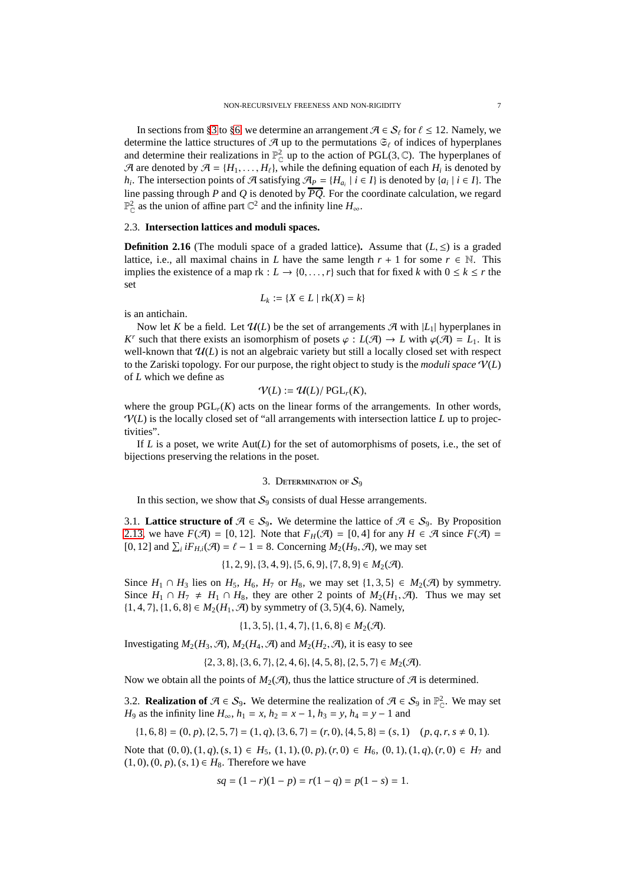In sections from §3 to §6, we determine an arrangement $\mathcal{A} \in \mathcal{S}_\ell$ for $\ell \leq 12$. Namely, we determine the lattice structures of $\mathcal{A}$ up to the permutations $\mathfrak{S}_\ell$ of indices of hyperplanes and determine their realizations in $\mathbb{P}^2_{\mathbb{C}}$ up to the action of $\mathrm{PGL}(3, \mathbb{C})$. The hyperplanes of $\mathcal{A}$ are denoted by $\mathcal{A} = \{H_1, \ldots, H_\ell\}$, while the defining equation of each $H_i$ is denoted by $h_i$. The intersection points of $\mathcal{A}$ satisfying $\mathcal{A}_P = \{H_{a_i} \mid i \in I\}$ is denoted by $\{a_i \mid i \in I\}$. The line passing through $P$ and $Q$ is denoted by $\overline{PQ}$. For the coordinate calculation, we regard $\mathbb{P}^2_{\mathbb{C}}$ as the union of affine part $\mathbb{C}^2$ and the infinity line $H_\infty$.

### 2.3. Intersection lattices and moduli spaces.

**Definition 2.16** (The moduli space of a graded lattice)**.** Assume that $(L, \leq)$ is a graded lattice, i.e., all maximal chains in $L$ have the same length $r + 1$ for some $r \in \mathbb{N}$. This implies the existence of a map $\mathrm{rk} : L \to \{0, \ldots, r\}$ such that for fixed $k$ with $0 \leq k \leq r$ the set

$$L_k := \{X \in L \mid \mathrm{rk}(X) = k\}$$

is an antichain.

Now let $K$ be a field. Let $\mathcal{U}(L)$ be the set of arrangements $\mathcal{A}$ with $|L_1|$ hyperplanes in $K^r$ such that there exists an isomorphism of posets $\varphi : L(\mathcal{A}) \to L$ with $\varphi(\mathcal{A}) = L_1$. It is well-known that $\mathcal{U}(L)$ is not an algebraic variety but still a locally closed set with respect to the Zariski topology. For our purpose, the right object to study is the *moduli space* $\mathcal{V}(L)$ of $L$ which we define as

$$\mathcal{V}(L) := \mathcal{U}(L)/\, \mathrm{PGL}_r(K),$$

where the group $\mathrm{PGL}_r(K)$ acts on the linear forms of the arrangements. In other words, $\mathcal{V}(L)$ is the locally closed set of "all arrangements with intersection lattice $L$ up to projectivities".

If $L$ is a poset, we write $\mathrm{Aut}(L)$ for the set of automorphisms of posets, i.e., the set of bijections preserving the relations in the poset.

## 3. Determination of $\mathcal{S}_9$

In this section, we show that $\mathcal{S}_9$ consists of dual Hesse arrangements.

### 3.1. Lattice structure of $\mathcal{A} \in \mathcal{S}_9$.

We determine the lattice of $\mathcal{A} \in \mathcal{S}_9$. By Proposition 2.13, we have $F(\mathcal{A}) = [0, 12]$. Note that $F_H(\mathcal{A}) = [0, 4]$ for any $H \in \mathcal{A}$ since $F(\mathcal{A}) = [0, 12]$ and $\sum_i iF_{H,i}(\mathcal{A}) = \ell - 1 = 8$. Concerning $M_2(H_9, \mathcal{A})$, we may set

$$\{1, 2, 9\}, \{3, 4, 9\}, \{5, 6, 9\}, \{7, 8, 9\} \in M_2(\mathcal{A}).$$

Since $H_1 \cap H_3$ lies on $H_5$, $H_6$, $H_7$ or $H_8$, we may set $\{1, 3, 5\} \in M_2(\mathcal{A})$ by symmetry. Since $H_1 \cap H_7 \neq H_1 \cap H_8$, they are other 2 points of $M_2(H_1, \mathcal{A})$. Thus we may set $\{1, 4, 7\}, \{1, 6, 8\} \in M_2(H_1, \mathcal{A})$ by symmetry of $(3, 5)(4, 6)$. Namely,

$$\{1, 3, 5\}, \{1, 4, 7\}, \{1, 6, 8\} \in M_2(\mathcal{A}).$$

Investigating $M_2(H_3, \mathcal{A})$, $M_2(H_4, \mathcal{A})$ and $M_2(H_2, \mathcal{A})$, it is easy to see

$$\{2, 3, 8\}, \{3, 6, 7\}, \{2, 4, 6\}, \{4, 5, 8\}, \{2, 5, 7\} \in M_2(\mathcal{A}).$$

Now we obtain all the points of $M_2(\mathcal{A})$, thus the lattice structure of $\mathcal{A}$ is determined.

### 3.2. Realization of $\mathcal{A} \in \mathcal{S}_9$.

We determine the realization of $\mathcal{A} \in \mathcal{S}_9$ in $\mathbb{P}^2_{\mathbb{C}}$. We may set $H_9$ as the infinity line $H_\infty$, $h_1 = x$, $h_2 = x - 1$, $h_3 = y$, $h_4 = y - 1$ and

$$\{1, 6, 8\} = (0, p), \{2, 5, 7\} = (1, q), \{3, 6, 7\} = (r, 0), \{4, 5, 8\} = (s, 1) \quad (p, q, r, s \neq 0, 1).$$

Note that $(0, 0), (1, q), (s, 1) \in H_5$, $(1, 1), (0, p), (r, 0) \in H_6$, $(0, 1), (1, q), (r, 0) \in H_7$ and $(1, 0), (0, p), (s, 1) \in H_8$. Therefore we have

$$sq = (1 - r)(1 - p) = r(1 - q) = p(1 - s) = 1.$$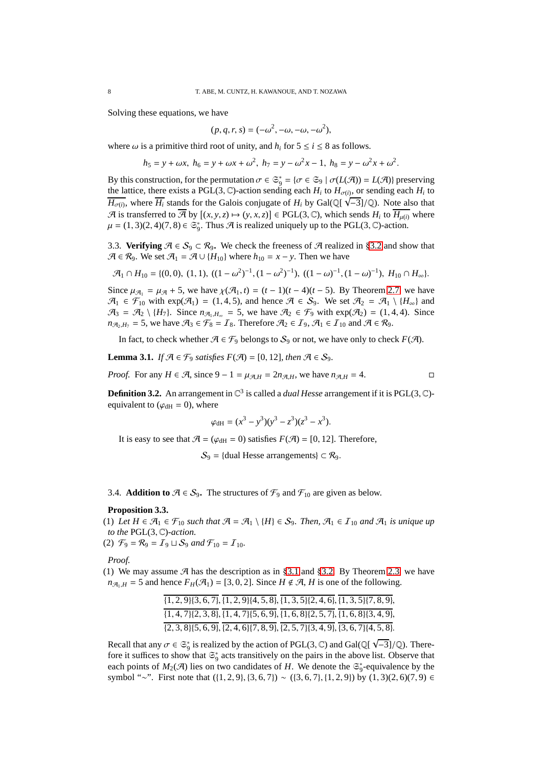Solving these equations, we have

$$(p, q, r, s) = (-\omega^2, -\omega, -\omega, -\omega^2),$$

where $\omega$ is a primitive third root of unity, and $h_i$ for $5 \le i \le 8$ as follows.

$$h_5 = y + \omega x,\ h_6 = y + \omega x + \omega^2,\ h_7 = y - \omega^2 x - 1,\ h_8 = y - \omega^2 x + \omega^2.$$

By this construction, for the permutation $\sigma \in \mathfrak{S}_9^* = \{\sigma \in \mathfrak{S}_9 \mid \sigma(L(\mathcal{A})) = L(\mathcal{A})\}$ preserving the lattice, there exists a $\mathrm{PGL}(3, \mathbb{C})$-action sending each $H_i$ to $H_{\sigma(i)}$, or sending each $H_i$ to $\overline{H_{\sigma(i)}}$, where $\overline{H_i}$ stands for the Galois conjugate of $H_i$ by $\mathrm{Gal}(\mathbb{Q}[\sqrt{-3}]/\mathbb{Q})$. Note also that $\mathcal{A}$ is transferred to $\overline{\mathcal{A}}$ by $[(x, y, z) \mapsto (y, x, z)] \in \mathrm{PGL}(3, \mathbb{C})$, which sends $H_i$ to $\overline{H_{\mu(i)}}$ where $\mu = (1, 3)(2, 4)(7, 8) \in \mathfrak{S}_9^*$. Thus $\mathcal{A}$ is realized uniquely up to the $\mathrm{PGL}(3, \mathbb{C})$-action.

3.3. **Verifying $\mathcal{A} \in \mathcal{S}_9 \subset \mathcal{R}_9$.** We check the freeness of $\mathcal{A}$ realized in §3.2 and show that $\mathcal{A} \in \mathcal{R}_9$. We set $\mathcal{A}_1 = \mathcal{A} \cup \{H_{10}\}$ where $h_{10} = x - y$. Then we have

$$\mathcal{A}_1 \cap H_{10} = \{(0, 0),\ (1, 1),\ ((1 - \omega^2)^{-1}, (1 - \omega^2)^{-1}),\ ((1 - \omega)^{-1}, (1 - \omega)^{-1}),\ H_{10} \cap H_\infty\}.$$

Since $\mu_{\mathcal{A}_1} = \mu_{\mathcal{A}} + 5$, we have $\chi(\mathcal{A}_1, t) = (t - 1)(t - 4)(t - 5)$. By Theorem 2.7 we have $\mathcal{A}_1 \in \mathcal{F}_{10}$ with $\exp(\mathcal{A}_1) = (1, 4, 5)$, and hence $\mathcal{A} \in \mathcal{S}_9$. We set $\mathcal{A}_2 = \mathcal{A}_1 \setminus \{H_\infty\}$ and $\mathcal{A}_3 = \mathcal{A}_2 \setminus \{H_7\}$. Since $n_{\mathcal{A}_1, H_\infty} = 5$, we have $\mathcal{A}_2 \in \mathcal{F}_9$ with $\exp(\mathcal{A}_2) = (1, 4, 4)$. Since $n_{\mathcal{A}_2, H_7} = 5$, we have $\mathcal{A}_3 \in \mathcal{F}_8 = \mathcal{I}_8$. Therefore $\mathcal{A}_2 \in \mathcal{I}_9$, $\mathcal{A}_1 \in \mathcal{I}_{10}$ and $\mathcal{A} \in \mathcal{R}_9$.

In fact, to check whether $\mathcal{A} \in \mathcal{F}_9$ belongs to $\mathcal{S}_9$ or not, we have only to check $F(\mathcal{A})$.

**Lemma 3.1.** *If $\mathcal{A} \in \mathcal{F}_9$ satisfies $F(\mathcal{A}) = [0, 12]$, then $\mathcal{A} \in \mathcal{S}_9$.*

*Proof.* For any $H \in \mathcal{A}$, since $9 - 1 = \mu_{\mathcal{A}, H} = 2n_{\mathcal{A}, H}$, we have $n_{\mathcal{A}, H} = 4$. □

**Definition 3.2.** An arrangement in $\mathbb{C}^3$ is called a *dual Hesse* arrangement if it is $\mathrm{PGL}(3, \mathbb{C})$-equivalent to $(\varphi_{\mathrm{dH}} = 0)$, where

$$\varphi_{\mathrm{dH}} = (x^3 - y^3)(y^3 - z^3)(z^3 - x^3).$$

It is easy to see that $\mathcal{A} = (\varphi_{\mathrm{dH}} = 0)$ satisfies $F(\mathcal{A}) = [0, 12]$. Therefore,

$$\mathcal{S}_9 = \{\text{dual Hesse arrangements}\} \subset \mathcal{R}_9.$$

3.4. **Addition to $\mathcal{A} \in \mathcal{S}_9$.** The structures of $\mathcal{F}_9$ and $\mathcal{F}_{10}$ are given as below.

**Proposition 3.3.**

(1) *Let $H \in \mathcal{A}_1 \in \mathcal{F}_{10}$ such that $\mathcal{A} = \mathcal{A}_1 \setminus \{H\} \in \mathcal{S}_9$. Then, $\mathcal{A}_1 \in \mathcal{I}_{10}$ and $\mathcal{A}_1$ is unique up to the* $\mathrm{PGL}(3, \mathbb{C})$*-action.*

(2) $\mathcal{F}_9 = \mathcal{R}_9 = \mathcal{I}_9 \sqcup \mathcal{S}_9$ *and* $\mathcal{F}_{10} = \mathcal{I}_{10}$.

*Proof.*

(1) We may assume $\mathcal{A}$ has the description as in §3.1 and §3.2. By Theorem 2.3 we have $n_{\mathcal{A}_1, H} = 5$ and hence $F_H(\mathcal{A}_1) = [3, 0, 2]$. Since $H \notin \mathcal{A}$, $H$ is one of the following.

$$\overline{\{1,2,9\}\{3,6,7\}}, \overline{\{1,2,9\}\{4,5,8\}}, \overline{\{1,3,5\}\{2,4,6\}}, \overline{\{1,3,5\}\{7,8,9\}},$$
$$\overline{\{1,4,7\}\{2,3,8\}}, \overline{\{1,4,7\}\{5,6,9\}}, \overline{\{1,6,8\}\{2,5,7\}}, \overline{\{1,6,8\}\{3,4,9\}},$$
$$\overline{\{2,3,8\}\{5,6,9\}}, \overline{\{2,4,6\}\{7,8,9\}}, \overline{\{2,5,7\}\{3,4,9\}}, \overline{\{3,6,7\}\{4,5,8\}}.$$

Recall that any $\sigma \in \mathfrak{S}_9^*$ is realized by the action of $\mathrm{PGL}(3, \mathbb{C})$ and $\mathrm{Gal}(\mathbb{Q}[\sqrt{-3}]/\mathbb{Q})$. Therefore it suffices to show that $\mathfrak{S}_9^*$ acts transitively on the pairs in the above list. Observe that each points of $M_2(\mathcal{A})$ lies on two candidates of $H$. We denote the $\mathfrak{S}_9^*$-equivalence by the symbol "$\sim$". First note that $(\{1, 2, 9\}, \{3, 6, 7\}) \sim (\{3, 6, 7\}, \{1, 2, 9\})$ by $(1, 3)(2, 6)(7, 9) \in$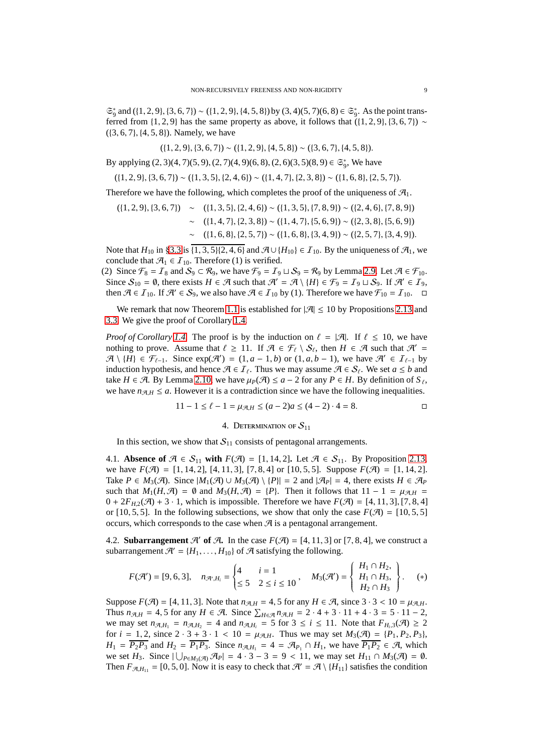$\mathfrak{S}_9^*$ and $(\{1,2,9\},\{3,6,7\}) \sim (\{1,2,9\},\{4,5,8\})$ by $(3,4)(5,7)(6,8) \in \mathfrak{S}_9^*$. As the point transferred from $\{1,2,9\}$ has the same property as above, it follows that $(\{1,2,9\},\{3,6,7\}) \sim (\{3,6,7\},\{4,5,8\})$. Namely, we have

$$(\{1,2,9\},\{3,6,7\}) \sim (\{1,2,9\},\{4,5,8\}) \sim (\{3,6,7\},\{4,5,8\}).$$

By applying $(2,3)(4,7)(5,9),(2,7)(4,9)(6,8),(2,6)(3,5)(8,9) \in \mathfrak{S}_9^*$, We have

$$(\{1,2,9\},\{3,6,7\}) \sim (\{1,3,5\},\{2,4,6\}) \sim (\{1,4,7\},\{2,3,8\}) \sim (\{1,6,8\},\{2,5,7\}).$$

Therefore we have the following, which completes the proof of the uniqueness of $\mathcal{A}_1$.

$$\begin{aligned}
(\{1,2,9\},\{3,6,7\}) &\sim (\{1,3,5\},\{2,4,6\}) \sim (\{1,3,5\},\{7,8,9\}) \sim (\{2,4,6\},\{7,8,9\}) \\
&\sim (\{1,4,7\},\{2,3,8\}) \sim (\{1,4,7\},\{5,6,9\}) \sim (\{2,3,8\},\{5,6,9\}) \\
&\sim (\{1,6,8\},\{2,5,7\}) \sim (\{1,6,8\},\{3,4,9\}) \sim (\{2,5,7\},\{3,4,9\}).
\end{aligned}$$

Note that $H_{10}$ in §3.3 is $\overline{\{1,3,5\}\{2,4,6\}}$ and $\mathcal{A} \cup \{H_{10}\} \in \mathcal{I}_{10}$. By the uniqueness of $\mathcal{A}_1$, we conclude that $\mathcal{A}_1 \in \mathcal{I}_{10}$. Therefore (1) is verified.

(2) Since $\mathcal{F}_8 = \mathcal{I}_8$ and $\mathcal{S}_9 \subset \mathcal{R}_9$, we have $\mathcal{F}_9 = \mathcal{I}_9 \sqcup \mathcal{S}_9 = \mathcal{R}_9$ by Lemma 2.9. Let $\mathcal{A} \in \mathcal{F}_{10}$. Since $\mathcal{S}_{10} = \emptyset$, there exists $H \in \mathcal{A}$ such that $\mathcal{A}' = \mathcal{A} \setminus \{H\} \in \mathcal{F}_9 = \mathcal{I}_9 \sqcup \mathcal{S}_9$. If $\mathcal{A}' \in \mathcal{I}_9$, then $\mathcal{A} \in \mathcal{I}_{10}$. If $\mathcal{A}' \in \mathcal{S}_9$, we also have $\mathcal{A} \in \mathcal{I}_{10}$ by (1). Therefore we have $\mathcal{F}_{10} = \mathcal{I}_{10}$. □

We remark that now Theorem 1.1 is established for $|\mathcal{A}| \leq 10$ by Propositions 2.13 and 3.3. We give the proof of Corollary 1.4.

*Proof of Corollary 1.4.* The proof is by the induction on $\ell = |\mathcal{A}|$. If $\ell \leq 10$, we have nothing to prove. Assume that $\ell \geq 11$. If $\mathcal{A} \in \mathcal{F}_\ell \setminus \mathcal{S}_\ell$, then $H \in \mathcal{A}$ such that $\mathcal{A}' = \mathcal{A} \setminus \{H\} \in \mathcal{F}_{\ell-1}$. Since $\exp(\mathcal{A}') = (1, a-1, b)$ or $(1, a, b-1)$, we have $\mathcal{A}' \in \mathcal{I}_{\ell-1}$ by induction hypothesis, and hence $\mathcal{A} \in \mathcal{I}_\ell$. Thus we may assume $\mathcal{A} \in \mathcal{S}_\ell$. We set $a \leq b$ and take $H \in \mathcal{A}$. By Lemma 2.10, we have $\mu_P(\mathcal{A}) \leq a-2$ for any $P \in H$. By definition of $S_\ell$, we have $n_{\mathcal{A},H} \leq a$. However it is a contradiction since we have the following inequalities.

$$11 - 1 \leq \ell - 1 = \mu_{\mathcal{A},H} \leq (a-2)a \leq (4-2)\cdot 4 = 8. \qquad \square$$

## 4. Determination of $\mathcal{S}_{11}$

In this section, we show that $\mathcal{S}_{11}$ consists of pentagonal arrangements.

**4.1. Absence of $\mathcal{A} \in \mathcal{S}_{11}$ with $F(\mathcal{A}) = [1,14,2]$.** Let $\mathcal{A} \in \mathcal{S}_{11}$. By Proposition 2.13, we have $F(\mathcal{A}) = [1,14,2]$, $[4,11,3]$, $[7,8,4]$ or $[10,5,5]$. Suppose $F(\mathcal{A}) = [1,14,2]$. Take $P \in M_3(\mathcal{A})$. Since $|M_1(\mathcal{A}) \cup M_3(\mathcal{A}) \setminus \{P\}| = 2$ and $|\mathcal{A}_P| = 4$, there exists $H \in \mathcal{A}_P$ such that $M_1(H,\mathcal{A}) = \emptyset$ and $M_3(H,\mathcal{A}) = \{P\}$. Then it follows that $11 - 1 = \mu_{\mathcal{A},H} = 0 + 2F_{H,2}(\mathcal{A}) + 3\cdot 1$, which is impossible. Therefore we have $F(\mathcal{A}) = [4,11,3]$, $[7,8,4]$ or $[10,5,5]$. In the following subsections, we show that only the case $F(\mathcal{A}) = [10,5,5]$ occurs, which corresponds to the case when $\mathcal{A}$ is a pentagonal arrangement.

**4.2. Subarrangement $\mathcal{A}'$ of $\mathcal{A}$.** In the case $F(\mathcal{A}) = [4,11,3]$ or $[7,8,4]$, we construct a subarrangement $\mathcal{A}' = \{H_1, \ldots, H_{10}\}$ of $\mathcal{A}$ satisfying the following.

$$F(\mathcal{A}') = [9,6,3], \quad n_{\mathcal{A}',H_i} = \begin{cases} 4 & i = 1 \\ \leq 5 & 2 \leq i \leq 10 \end{cases}, \quad M_3(\mathcal{A}') = \left\{ \begin{array}{c} H_1 \cap H_2, \\ H_1 \cap H_3, \\ H_2 \cap H_3 \end{array} \right\}. \qquad (*)$$

Suppose $F(\mathcal{A}) = [4,11,3]$. Note that $n_{\mathcal{A},H} = 4,5$ for any $H \in \mathcal{A}$, since $3 \cdot 3 < 10 = \mu_{\mathcal{A},H}$. Thus $n_{\mathcal{A},H} = 4,5$ for any $H \in \mathcal{A}$. Since $\sum_{H \in \mathcal{A}} n_{\mathcal{A},H} = 2\cdot 4 + 3\cdot 11 + 4\cdot 3 = 5\cdot 11 - 2$, we may set $n_{\mathcal{A},H_1} = n_{\mathcal{A},H_2} = 4$ and $n_{\mathcal{A},H_i} = 5$ for $3 \leq i \leq 11$. Note that $F_{H_i,3}(\mathcal{A}) \geq 2$ for $i = 1,2$, since $2\cdot 3 + 3\cdot 1 < 10 = \mu_{\mathcal{A},H}$. Thus we may set $M_3(\mathcal{A}) = \{P_1, P_2, P_3\}$, $H_1 = \overline{P_2P_3}$ and $H_2 = \overline{P_1P_3}$. Since $n_{\mathcal{A},H_1} = 4 = \mathcal{A}_{P_1} \cap H_1$, we have $\overline{P_1P_2} \in \mathcal{A}$, which we set $H_3$. Since $|\bigcup_{P \in M_3(\mathcal{A})} \mathcal{A}_P| = 4\cdot 3 - 3 = 9 < 11$, we may set $H_{11} \cap M_3(\mathcal{A}) = \emptyset$. Then $F_{\mathcal{A},H_{11}} = [0,5,0]$. Now it is easy to check that $\mathcal{A}' = \mathcal{A} \setminus \{H_{11}\}$ satisfies the condition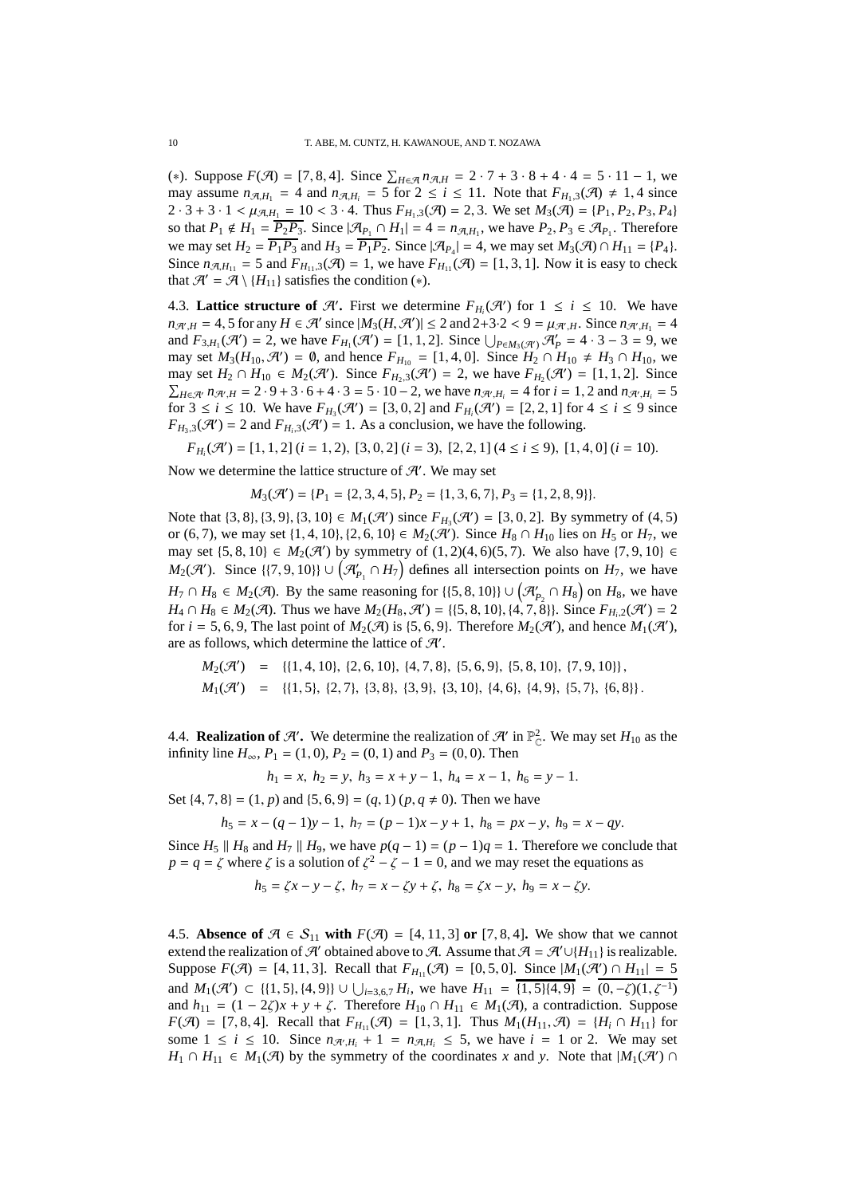(∗). Suppose $F(\mathcal{A}) = [7,8,4]$. Since $\sum_{H\in\mathcal{A}} n_{\mathcal{A},H} = 2\cdot 7 + 3\cdot 8 + 4\cdot 4 = 5\cdot 11 - 1$, we may assume $n_{\mathcal{A},H_1} = 4$ and $n_{\mathcal{A},H_i} = 5$ for $2 \le i \le 11$. Note that $F_{H_1,3}(\mathcal{A}) \ne 1, 4$ since $2\cdot 3 + 3\cdot 1 < \mu_{\mathcal{A},H_1} = 10 < 3\cdot 4$. Thus $F_{H_1,3}(\mathcal{A}) = 2, 3$. We set $M_3(\mathcal{A}) = \{P_1, P_2, P_3, P_4\}$ so that $P_1 \notin H_1 = \overline{P_2P_3}$. Since $|\mathcal{A}_{P_1} \cap H_1| = 4 = n_{\mathcal{A},H_1}$, we have $P_2, P_3 \in \mathcal{A}_{P_1}$. Therefore we may set $H_2 = \overline{P_1P_3}$ and $H_3 = \overline{P_1P_2}$. Since $|\mathcal{A}_{P_4}| = 4$, we may set $M_3(\mathcal{A}) \cap H_{11} = \{P_4\}$. Since $n_{\mathcal{A},H_{11}} = 5$ and $F_{H_{11},3}(\mathcal{A}) = 1$, we have $F_{H_{11}}(\mathcal{A}) = [1,3,1]$. Now it is easy to check that $\mathcal{A}' = \mathcal{A} \setminus \{H_{11}\}$ satisfies the condition (∗).

4.3. **Lattice structure of $\mathcal{A}'$.** First we determine $F_{H_i}(\mathcal{A}')$ for $1 \le i \le 10$. We have $n_{\mathcal{A}',H} = 4, 5$ for any $H \in \mathcal{A}'$ since $|M_3(H,\mathcal{A}')| \le 2$ and $2+3\cdot 2 < 9 = \mu_{\mathcal{A}',H}$. Since $n_{\mathcal{A}',H_1} = 4$ and $F_{3,H_1}(\mathcal{A}') = 2$, we have $F_{H_1}(\mathcal{A}') = [1,1,2]$. Since $\bigcup_{P\in M_3(\mathcal{A}')} \mathcal{A}'_P = 4\cdot 3 - 3 = 9$, we may set $M_3(H_{10},\mathcal{A}') = \emptyset$, and hence $F_{H_{10}} = [1,4,0]$. Since $H_2 \cap H_{10} \ne H_3 \cap H_{10}$, we may set $H_2 \cap H_{10} \in M_2(\mathcal{A}')$. Since $F_{H_2,3}(\mathcal{A}') = 2$, we have $F_{H_2}(\mathcal{A}') = [1,1,2]$. Since $\sum_{H\in\mathcal{A}'} n_{\mathcal{A}',H} = 2\cdot 9 + 3\cdot 6 + 4\cdot 3 = 5\cdot 10 - 2$, we have $n_{\mathcal{A}',H_i} = 4$ for $i = 1,2$ and $n_{\mathcal{A}',H_i} = 5$ for $3 \le i \le 10$. We have $F_{H_3}(\mathcal{A}') = [3,0,2]$ and $F_{H_i}(\mathcal{A}') = [2,2,1]$ for $4 \le i \le 9$ since $F_{H_3,3}(\mathcal{A}') = 2$ and $F_{H_i,3}(\mathcal{A}') = 1$. As a conclusion, we have the following.

$$F_{H_i}(\mathcal{A}') = [1,1,2]\ (i = 1,2),\ [3,0,2]\ (i = 3),\ [2,2,1]\ (4 \le i \le 9),\ [1,4,0]\ (i = 10).$$

Now we determine the lattice structure of $\mathcal{A}'$. We may set

$$M_3(\mathcal{A}') = \{P_1 = \{2,3,4,5\}, P_2 = \{1,3,6,7\}, P_3 = \{1,2,8,9\}\}.$$

Note that $\{3,8\}, \{3,9\}, \{3,10\} \in M_1(\mathcal{A}')$ since $F_{H_3}(\mathcal{A}') = [3,0,2]$. By symmetry of $(4,5)$ or $(6,7)$, we may set $\{1,4,10\}, \{2,6,10\} \in M_2(\mathcal{A}')$. Since $H_8 \cap H_{10}$ lies on $H_5$ or $H_7$, we may set $\{5,8,10\} \in M_2(\mathcal{A}')$ by symmetry of $(1,2)(4,6)(5,7)$. We also have $\{7,9,10\} \in M_2(\mathcal{A}')$. Since $\{\{7,9,10\}\} \cup \left(\mathcal{A}'_{P_1} \cap H_7\right)$ defines all intersection points on $H_7$, we have $H_7 \cap H_8 \in M_2(\mathcal{A})$. By the same reasoning for $\{\{5,8,10\}\} \cup \left(\mathcal{A}'_{P_2} \cap H_8\right)$ on $H_8$, we have $H_4 \cap H_8 \in M_2(\mathcal{A})$. Thus we have $M_2(H_8,\mathcal{A}') = \{\{5,8,10\},\{4,7,8\}\}$. Since $F_{H_i,2}(\mathcal{A}') = 2$ for $i = 5,6,9$, The last point of $M_2(\mathcal{A})$ is $\{5,6,9\}$. Therefore $M_2(\mathcal{A}')$, and hence $M_1(\mathcal{A}')$, are as follows, which determine the lattice of $\mathcal{A}'$.

$$\begin{aligned}
M_2(\mathcal{A}') &= \{\{1,4,10\}, \{2,6,10\}, \{4,7,8\}, \{5,6,9\}, \{5,8,10\}, \{7,9,10\}\},\\
M_1(\mathcal{A}') &= \{\{1,5\}, \{2,7\}, \{3,8\}, \{3,9\}, \{3,10\}, \{4,6\}, \{4,9\}, \{5,7\}, \{6,8\}\}.
\end{aligned}$$

4.4. **Realization of $\mathcal{A}'$.** We determine the realization of $\mathcal{A}'$ in $\mathbb{P}^2_{\mathbb{C}}$. We may set $H_{10}$ as the infinity line $H_\infty$, $P_1 = (1,0)$, $P_2 = (0,1)$ and $P_3 = (0,0)$. Then

$$h_1 = x,\ h_2 = y,\ h_3 = x + y - 1,\ h_4 = x - 1,\ h_6 = y - 1.$$

Set $\{4,7,8\} = (1,p)$ and $\{5,6,9\} = (q,1)$ $(p,q \ne 0)$. Then we have

$$h_5 = x - (q-1)y - 1,\ h_7 = (p-1)x - y + 1,\ h_8 = px - y,\ h_9 = x - qy.$$

Since $H_5 \parallel H_8$ and $H_7 \parallel H_9$, we have $p(q-1) = (p-1)q = 1$. Therefore we conclude that $p = q = \zeta$ where $\zeta$ is a solution of $\zeta^2 - \zeta - 1 = 0$, and we may reset the equations as

$$h_5 = \zeta x - y - \zeta,\ h_7 = x - \zeta y + \zeta,\ h_8 = \zeta x - y,\ h_9 = x - \zeta y.$$

4.5. **Absence of $\mathcal{A} \in \mathcal{S}_{11}$ with $F(\mathcal{A}) = [4,11,3]$ or $[7,8,4]$.** We show that we cannot extend the realization of $\mathcal{A}'$ obtained above to $\mathcal{A}$. Assume that $\mathcal{A} = \mathcal{A}' \cup \{H_{11}\}$ is realizable. Suppose $F(\mathcal{A}) = [4,11,3]$. Recall that $F_{H_{11}}(\mathcal{A}) = [0,5,0]$. Since $|M_1(\mathcal{A}') \cap H_{11}| = 5$ and $M_1(\mathcal{A}') \subset \{\{1,5\},\{4,9\}\} \cup \bigcup_{i=3,6,7} H_i$, we have $H_{11} = \overline{\{1,5\}\{4,9\}} = \overline{(0,-\zeta)(1,\zeta^{-1})}$ and $h_{11} = (1-2\zeta)x + y + \zeta$. Therefore $H_{10} \cap H_{11} \in M_1(\mathcal{A})$, a contradiction. Suppose $F(\mathcal{A}) = [7,8,4]$. Recall that $F_{H_{11}}(\mathcal{A}) = [1,3,1]$. Thus $M_1(H_{11},\mathcal{A}) = \{H_i \cap H_{11}\}$ for some $1 \le i \le 10$. Since $n_{\mathcal{A}',H_i} + 1 = n_{\mathcal{A},H_i} \le 5$, we have $i = 1$ or $2$. We may set $H_1 \cap H_{11} \in M_1(\mathcal{A})$ by the symmetry of the coordinates $x$ and $y$. Note that $|M_1(\mathcal{A}') \cap$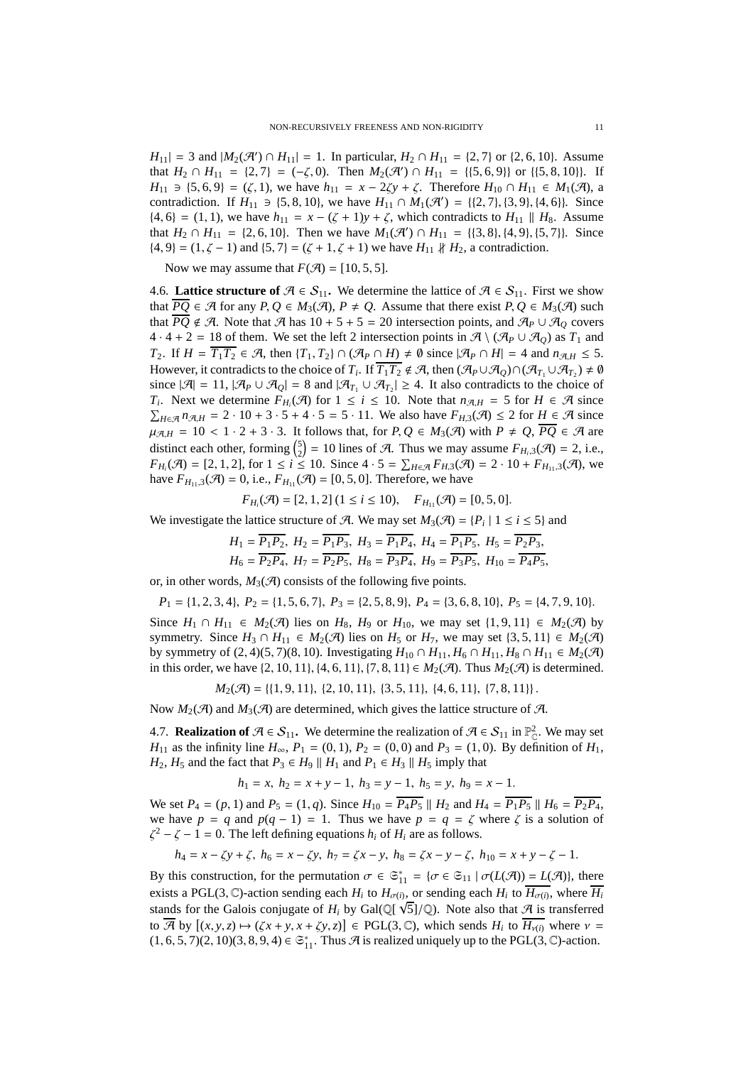$H_{11}| = 3$ and $|M_2(\mathcal{A}') \cap H_{11}| = 1$. In particular, $H_2 \cap H_{11} = \{2, 7\}$ or $\{2, 6, 10\}$. Assume that $H_2 \cap H_{11} = \{2, 7\} = (-\zeta, 0)$. Then $M_2(\mathcal{A}') \cap H_{11} = \{\{5, 6, 9\}\}$ or $\{\{5, 8, 10\}\}$. If $H_{11} \ni \{5, 6, 9\} = (\zeta, 1)$, we have $h_{11} = x - 2\zeta y + \zeta$. Therefore $H_{10} \cap H_{11} \in M_1(\mathcal{A})$, a contradiction. If $H_{11} \ni \{5, 8, 10\}$, we have $H_{11} \cap M_1(\mathcal{A}') = \{\{2, 7\}, \{3, 9\}, \{4, 6\}\}$. Since $\{4, 6\} = (1, 1)$, we have $h_{11} = x - (\zeta + 1)y + \zeta$, which contradicts to $H_{11} \parallel H_8$. Assume that $H_2 \cap H_{11} = \{2, 6, 10\}$. Then we have $M_1(\mathcal{A}') \cap H_{11} = \{\{3, 8\}, \{4, 9\}, \{5, 7\}\}$. Since $\{4, 9\} = (1, \zeta - 1)$ and $\{5, 7\} = (\zeta + 1, \zeta + 1)$ we have $H_{11} \nparallel H_2$, a contradiction.

Now we may assume that $F(\mathcal{A}) = [10, 5, 5]$.

4.6. **Lattice structure of** $\mathcal{A} \in \mathcal{S}_{11}$**.** We determine the lattice of $\mathcal{A} \in \mathcal{S}_{11}$. First we show that $\overline{PQ} \in \mathcal{A}$ for any $P, Q \in M_3(\mathcal{A})$, $P \neq Q$. Assume that there exist $P, Q \in M_3(\mathcal{A})$ such that $\overline{PQ} \notin \mathcal{A}$. Note that $\mathcal{A}$ has $10 + 5 + 5 = 20$ intersection points, and $\mathcal{A}_P \cup \mathcal{A}_Q$ covers $4 \cdot 4 + 2 = 18$ of them. We set the left 2 intersection points in $\mathcal{A} \setminus (\mathcal{A}_P \cup \mathcal{A}_Q)$ as $T_1$ and $T_2$. If $H = \overline{T_1 T_2} \in \mathcal{A}$, then $\{T_1, T_2\} \cap (\mathcal{A}_P \cap H) \neq \emptyset$ since $|\mathcal{A}_P \cap H| = 4$ and $n_{\mathcal{A},H} \leq 5$. However, it contradicts to the choice of $T_i$. If $\overline{T_1 T_2} \notin \mathcal{A}$, then $(\mathcal{A}_P \cup \mathcal{A}_Q) \cap (\mathcal{A}_{T_1} \cup \mathcal{A}_{T_2}) \neq \emptyset$ since $|\mathcal{A}| = 11$, $|\mathcal{A}_P \cup \mathcal{A}_Q| = 8$ and $|\mathcal{A}_{T_1} \cup \mathcal{A}_{T_2}| \geq 4$. It also contradicts to the choice of $T_i$. Next we determine $F_{H_i}(\mathcal{A})$ for $1 \leq i \leq 10$. Note that $n_{\mathcal{A},H} = 5$ for $H \in \mathcal{A}$ since $\sum_{H \in \mathcal{A}} n_{\mathcal{A},H} = 2 \cdot 10 + 3 \cdot 5 + 4 \cdot 5 = 5 \cdot 11$. We also have $F_{H,3}(\mathcal{A}) \leq 2$ for $H \in \mathcal{A}$ since $\mu_{\mathcal{A},H} = 10 < 1 \cdot 2 + 3 \cdot 3$. It follows that, for $P, Q \in M_3(\mathcal{A})$ with $P \neq Q$, $\overline{PQ} \in \mathcal{A}$ are distinct each other, forming $\binom{5}{2} = 10$ lines of $\mathcal{A}$. Thus we may assume $F_{H_i,3}(\mathcal{A}) = 2$, i.e., $F_{H_i}(\mathcal{A}) = [2, 1, 2]$, for $1 \leq i \leq 10$. Since $4 \cdot 5 = \sum_{H \in \mathcal{A}} F_{H,3}(\mathcal{A}) = 2 \cdot 10 + F_{H_{11},3}(\mathcal{A})$, we have $F_{H_{11},3}(\mathcal{A}) = 0$, i.e., $F_{H_{11}}(\mathcal{A}) = [0, 5, 0]$. Therefore, we have

$$F_{H_i}(\mathcal{A}) = [2, 1, 2] \ (1 \leq i \leq 10), \quad F_{H_{11}}(\mathcal{A}) = [0, 5, 0].$$

We investigate the lattice structure of $\mathcal{A}$. We may set $M_3(\mathcal{A}) = \{P_i \mid 1 \leq i \leq 5\}$ and

$$H_1 = \overline{P_1 P_2},\ H_2 = \overline{P_1 P_3},\ H_3 = \overline{P_1 P_4},\ H_4 = \overline{P_1 P_5},\ H_5 = \overline{P_2 P_3},$$
$$H_6 = \overline{P_2 P_4},\ H_7 = \overline{P_2 P_5},\ H_8 = \overline{P_3 P_4},\ H_9 = \overline{P_3 P_5},\ H_{10} = \overline{P_4 P_5},$$

or, in other words, $M_3(\mathcal{A})$ consists of the following five points.

$$P_1 = \{1, 2, 3, 4\},\ P_2 = \{1, 5, 6, 7\},\ P_3 = \{2, 5, 8, 9\},\ P_4 = \{3, 6, 8, 10\},\ P_5 = \{4, 7, 9, 10\}.$$

Since $H_1 \cap H_{11} \in M_2(\mathcal{A})$ lies on $H_8$, $H_9$ or $H_{10}$, we may set $\{1, 9, 11\} \in M_2(\mathcal{A})$ by symmetry. Since $H_3 \cap H_{11} \in M_2(\mathcal{A})$ lies on $H_5$ or $H_7$, we may set $\{3, 5, 11\} \in M_2(\mathcal{A})$ by symmetry of $(2, 4)(5, 7)(8, 10)$. Investigating $H_{10} \cap H_{11}, H_6 \cap H_{11}, H_8 \cap H_{11} \in M_2(\mathcal{A})$ in this order, we have $\{2, 10, 11\}, \{4, 6, 11\}, \{7, 8, 11\} \in M_2(\mathcal{A})$. Thus $M_2(\mathcal{A})$ is determined.

$$M_2(\mathcal{A}) = \{\{1, 9, 11\},\ \{2, 10, 11\},\ \{3, 5, 11\},\ \{4, 6, 11\},\ \{7, 8, 11\}\}.$$

Now $M_2(\mathcal{A})$ and $M_3(\mathcal{A})$ are determined, which gives the lattice structure of $\mathcal{A}$.

4.7. **Realization of** $\mathcal{A} \in \mathcal{S}_{11}$**.** We determine the realization of $\mathcal{A} \in \mathcal{S}_{11}$ in $\mathbb{P}^2_{\mathbb{C}}$. We may set $H_{11}$ as the infinity line $H_\infty$, $P_1 = (0, 1)$, $P_2 = (0, 0)$ and $P_3 = (1, 0)$. By definition of $H_1$, $H_2$, $H_5$ and the fact that $P_3 \in H_9 \parallel H_1$ and $P_1 \in H_3 \parallel H_5$ imply that

$$h_1 = x,\ h_2 = x + y - 1,\ h_3 = y - 1,\ h_5 = y,\ h_9 = x - 1.$$

We set $P_4 = (p, 1)$ and $P_5 = (1, q)$. Since $H_{10} = \overline{P_4 P_5} \parallel H_2$ and $H_4 = \overline{P_1 P_5} \parallel H_6 = \overline{P_2 P_4}$, we have $p = q$ and $p(q - 1) = 1$. Thus we have $p = q = \zeta$ where $\zeta$ is a solution of $\zeta^2 - \zeta - 1 = 0$. The left defining equations $h_i$ of $H_i$ are as follows.

$$h_4 = x - \zeta y + \zeta,\ h_6 = x - \zeta y,\ h_7 = \zeta x - y,\ h_8 = \zeta x - y - \zeta,\ h_{10} = x + y - \zeta - 1.$$

By this construction, for the permutation $\sigma \in \mathfrak{S}^*_{11} = \{\sigma \in \mathfrak{S}_{11} \mid \sigma(L(\mathcal{A})) = L(\mathcal{A})\}$, there exists a $\mathrm{PGL}(3, \mathbb{C})$-action sending each $H_i$ to $H_{\sigma(i)}$, or sending each $H_i$ to $\overline{H_{\sigma(i)}}$, where $\overline{H_i}$ stands for the Galois conjugate of $H_i$ by $\mathrm{Gal}(\mathbb{Q}[\sqrt{5}]/\mathbb{Q})$. Note also that $\mathcal{A}$ is transferred to $\overline{\mathcal{A}}$ by $[(x, y, z) \mapsto (\zeta x + y, x + \zeta y, z)] \in \mathrm{PGL}(3, \mathbb{C})$, which sends $H_i$ to $\overline{H_{\nu(i)}}$ where $\nu = (1, 6, 5, 7)(2, 10)(3, 8, 9, 4) \in \mathfrak{S}^*_{11}$. Thus $\mathcal{A}$ is realized uniquely up to the $\mathrm{PGL}(3, \mathbb{C})$-action.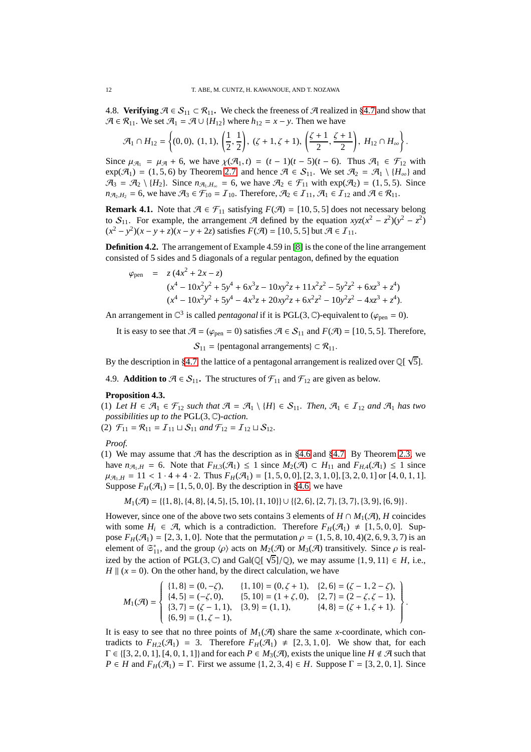4.8. **Verifying $\mathcal{A} \in \mathcal{S}_{11} \subset \mathcal{R}_{11}$.** We check the freeness of $\mathcal{A}$ realized in §4.7 and show that $\mathcal{A} \in \mathcal{R}_{11}$. We set $\mathcal{A}_1 = \mathcal{A} \cup \{H_{12}\}$ where $h_{12} = x - y$. Then we have

$$\mathcal{A}_1 \cap H_{12} = \left\{(0,0),\ (1,1),\ \left(\frac{1}{2},\frac{1}{2}\right),\ (\zeta+1,\zeta+1),\ \left(\frac{\zeta+1}{2},\frac{\zeta+1}{2}\right),\ H_{12} \cap H_\infty\right\}.$$

Since $\mu_{\mathcal{A}_1} = \mu_{\mathcal{A}} + 6$, we have $\chi(\mathcal{A}_1, t) = (t-1)(t-5)(t-6)$. Thus $\mathcal{A}_1 \in \mathcal{F}_{12}$ with $\exp(\mathcal{A}_1) = (1,5,6)$ by Theorem 2.7 and hence $\mathcal{A} \in \mathcal{S}_{11}$. We set $\mathcal{A}_2 = \mathcal{A}_1 \setminus \{H_\infty\}$ and $\mathcal{A}_3 = \mathcal{A}_2 \setminus \{H_2\}$. Since $n_{\mathcal{A}_1,H_\infty} = 6$, we have $\mathcal{A}_2 \in \mathcal{F}_{11}$ with $\exp(\mathcal{A}_2) = (1,5,5)$. Since $n_{\mathcal{A}_2,H_2} = 6$, we have $\mathcal{A}_3 \in \mathcal{F}_{10} = \mathcal{I}_{10}$. Therefore, $\mathcal{A}_2 \in \mathcal{I}_{11}$, $\mathcal{A}_1 \in \mathcal{I}_{12}$ and $\mathcal{A} \in \mathcal{R}_{11}$.

**Remark 4.1.** Note that $\mathcal{A} \in \mathcal{F}_{11}$ satisfying $F(\mathcal{A}) = [10,5,5]$ does not necessary belong to $\mathcal{S}_{11}$. For example, the arrangement $\mathcal{A}$ defined by the equation $xyz(x^2-z^2)(y^2-z^2)$ $(x^2-y^2)(x-y+z)(x-y+2z)$ satisfies $F(\mathcal{A}) = [10,5,5]$ but $\mathcal{A} \in \mathcal{I}_{11}$.

**Definition 4.2.** The arrangement of Example 4.59 in [8] is the cone of the line arrangement consisted of 5 sides and 5 diagonals of a regular pentagon, defined by the equation

$$\begin{aligned}
\varphi_{\text{pen}} \quad = \quad & z\,(4x^2+2x-z) \\
& (x^4-10x^2y^2+5y^4+6x^3z-10xy^2z+11x^2z^2-5y^2z^2+6xz^3+z^4) \\
& (x^4-10x^2y^2+5y^4-4x^3z+20xy^2z+6x^2z^2-10y^2z^2-4xz^3+z^4).
\end{aligned}$$

An arrangement in $\mathbb{C}^3$ is called *pentagonal* if it is $\mathrm{PGL}(3,\mathbb{C})$-equivalent to $(\varphi_{\text{pen}} = 0)$.

It is easy to see that $\mathcal{A} = (\varphi_{\text{pen}} = 0)$ satisfies $\mathcal{A} \in \mathcal{S}_{11}$ and $F(\mathcal{A}) = [10,5,5]$. Therefore,

$$\mathcal{S}_{11} = \{\text{pentagonal arrangements}\} \subset \mathcal{R}_{11}.$$

By the description in §4.7, the lattice of a pentagonal arrangement is realized over $\mathbb{Q}[\sqrt{5}]$.

4.9. **Addition to $\mathcal{A} \in \mathcal{S}_{11}$.** The structures of $\mathcal{F}_{11}$ and $\mathcal{F}_{12}$ are given as below.

**Proposition 4.3.**
(1) *Let $H \in \mathcal{A}_1 \in \mathcal{F}_{12}$ such that $\mathcal{A} = \mathcal{A}_1 \setminus \{H\} \in \mathcal{S}_{11}$. Then, $\mathcal{A}_1 \in \mathcal{I}_{12}$ and $\mathcal{A}_1$ has two possibilities up to the* $\mathrm{PGL}(3,\mathbb{C})$*-action.*
(2) *$\mathcal{F}_{11} = \mathcal{R}_{11} = \mathcal{I}_{11} \sqcup \mathcal{S}_{11}$ and $\mathcal{F}_{12} = \mathcal{I}_{12} \sqcup \mathcal{S}_{12}$.*

*Proof.*
(1) We may assume that $\mathcal{A}$ has the description as in §4.6 and §4.7. By Theorem 2.3, we have $n_{\mathcal{A}_1,H} = 6$. Note that $F_{H,3}(\mathcal{A}_1) \le 1$ since $M_2(\mathcal{A}) \subset H_{11}$ and $F_{H,4}(\mathcal{A}_1) \le 1$ since $\mu_{\mathcal{A}_1,H} = 11 < 1 \cdot 4 + 4 \cdot 2$. Thus $F_H(\mathcal{A}_1) = [1,5,0,0], [2,3,1,0], [3,2,0,1]$ or $[4,0,1,1]$. Suppose $F_H(\mathcal{A}_1) = [1,5,0,0]$. By the description in §4.6, we have

$$M_1(\mathcal{A}) = \{\{1,8\},\{4,8\},\{4,5\},\{5,10\},\{1,10\}\} \cup \{\{2,6\},\{2,7\},\{3,7\},\{3,9\},\{6,9\}\}.$$

However, since one of the above two sets contains 3 elements of $H \cap M_1(\mathcal{A})$, $H$ coincides with some $H_i \in \mathcal{A}$, which is a contradiction. Therefore $F_H(\mathcal{A}_1) \neq [1,5,0,0]$. Suppose $F_H(\mathcal{A}_1) = [2,3,1,0]$. Note that the permutation $\rho = (1,5,8,10,4)(2,6,9,3,7)$ is an element of $\mathfrak{S}_{11}^*$, and the group $\langle \rho \rangle$ acts on $M_2(\mathcal{A})$ or $M_3(\mathcal{A})$ transitively. Since $\rho$ is realized by the action of $\mathrm{PGL}(3,\mathbb{C})$ and $\mathrm{Gal}(\mathbb{Q}[\sqrt{5}]/\mathbb{Q})$, we may assume $\{1,9,11\} \in H$, i.e., $H \parallel (x=0)$. On the other hand, by the direct calculation, we have

$$M_1(\mathcal{A}) = \left\{\begin{array}{lll}
\{1,8\} = (0,-\zeta), & \{1,10\} = (0,\zeta+1), & \{2,6\} = (\zeta-1, 2-\zeta), \\
\{4,5\} = (-\zeta,0), & \{5,10\} = (1+\zeta,0), & \{2,7\} = (2-\zeta,\zeta-1), \\
\{3,7\} = (\zeta-1,1), & \{3,9\} = (1,1), & \{4,8\} = (\zeta+1,\zeta+1). \\
\{6,9\} = (1,\zeta-1), & &
\end{array}\right\}.$$

It is easy to see that no three points of $M_1(\mathcal{A})$ share the same $x$-coordinate, which contradicts to $F_{H,2}(\mathcal{A}_1) = 3$. Therefore $F_H(\mathcal{A}_1) \neq [2,3,1,0]$. We show that, for each $\Gamma \in \{[3,2,0,1],[4,0,1,1]\}$ and for each $P \in M_3(\mathcal{A})$, exists the unique line $H \notin \mathcal{A}$ such that $P \in H$ and $F_H(\mathcal{A}_1) = \Gamma$. First we assume $\{1,2,3,4\} \in H$. Suppose $\Gamma = [3,2,0,1]$. Since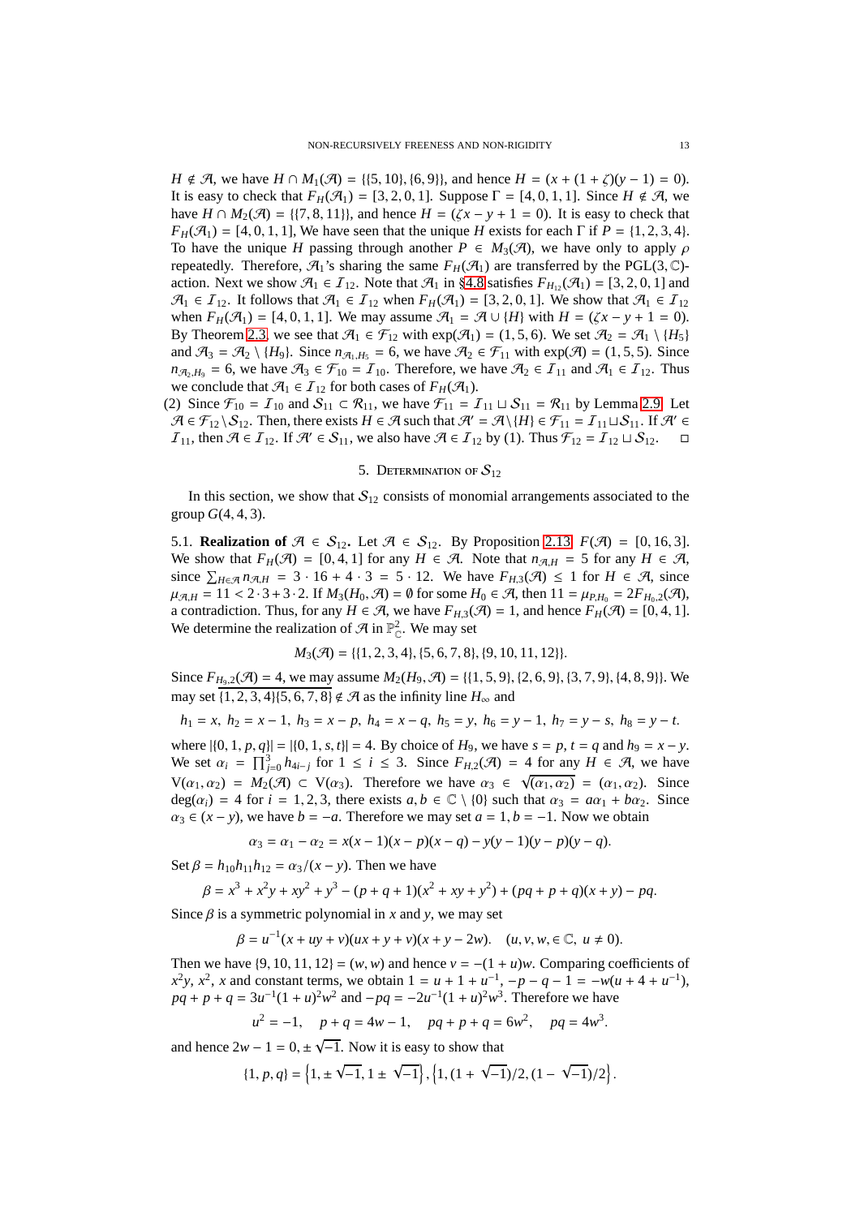$H \notin \mathcal{A}$, we have $H \cap M_1(\mathcal{A}) = \{\{5, 10\}, \{6, 9\}\}$, and hence $H = (x + (1 + \zeta)(y - 1) = 0)$. It is easy to check that $F_H(\mathcal{A}_1) = [3, 2, 0, 1]$. Suppose $\Gamma = [4, 0, 1, 1]$. Since $H \notin \mathcal{A}$, we have $H \cap M_2(\mathcal{A}) = \{\{7, 8, 11\}\}$, and hence $H = (\zeta x - y + 1 = 0)$. It is easy to check that $F_H(\mathcal{A}_1) = [4, 0, 1, 1]$, We have seen that the unique $H$ exists for each $\Gamma$ if $P = \{1, 2, 3, 4\}$. To have the unique $H$ passing through another $P \in M_3(\mathcal{A})$, we have only to apply $\rho$ repeatedly. Therefore, $\mathcal{A}_1$'s sharing the same $F_H(\mathcal{A}_1)$ are transferred by the PGL(3, $\mathbb{C}$)-action. Next we show $\mathcal{A}_1 \in \mathcal{I}_{12}$. Note that $\mathcal{A}_1$ in §4.8 satisfies $F_{H_{12}}(\mathcal{A}_1) = [3, 2, 0, 1]$ and $\mathcal{A}_1 \in \mathcal{I}_{12}$. It follows that $\mathcal{A}_1 \in \mathcal{I}_{12}$ when $F_H(\mathcal{A}_1) = [3, 2, 0, 1]$. We show that $\mathcal{A}_1 \in \mathcal{I}_{12}$ when $F_H(\mathcal{A}_1) = [4, 0, 1, 1]$. We may assume $\mathcal{A}_1 = \mathcal{A} \cup \{H\}$ with $H = (\zeta x - y + 1 = 0)$. By Theorem 2.3, we see that $\mathcal{A}_1 \in \mathcal{F}_{12}$ with $\exp(\mathcal{A}_1) = (1, 5, 6)$. We set $\mathcal{A}_2 = \mathcal{A}_1 \setminus \{H_5\}$ and $\mathcal{A}_3 = \mathcal{A}_2 \setminus \{H_9\}$. Since $n_{\mathcal{A}_1, H_5} = 6$, we have $\mathcal{A}_2 \in \mathcal{F}_{11}$ with $\exp(\mathcal{A}) = (1, 5, 5)$. Since $n_{\mathcal{A}_2, H_9} = 6$, we have $\mathcal{A}_3 \in \mathcal{F}_{10} = \mathcal{I}_{10}$. Therefore, we have $\mathcal{A}_2 \in \mathcal{I}_{11}$ and $\mathcal{A}_1 \in \mathcal{I}_{12}$. Thus we conclude that $\mathcal{A}_1 \in \mathcal{I}_{12}$ for both cases of $F_H(\mathcal{A}_1)$.

(2) Since $\mathcal{F}_{10} = \mathcal{I}_{10}$ and $\mathcal{S}_{11} \subset \mathcal{R}_{11}$, we have $\mathcal{F}_{11} = \mathcal{I}_{11} \sqcup \mathcal{S}_{11} = \mathcal{R}_{11}$ by Lemma 2.9. Let $\mathcal{A} \in \mathcal{F}_{12} \setminus \mathcal{S}_{12}$. Then, there exists $H \in \mathcal{A}$ such that $\mathcal{A}' = \mathcal{A} \setminus \{H\} \in \mathcal{F}_{11} = \mathcal{I}_{11} \sqcup \mathcal{S}_{11}$. If $\mathcal{A}' \in \mathcal{I}_{11}$, then $\mathcal{A} \in \mathcal{I}_{12}$. If $\mathcal{A}' \in \mathcal{S}_{11}$, we also have $\mathcal{A} \in \mathcal{I}_{12}$ by (1). Thus $\mathcal{F}_{12} = \mathcal{I}_{12} \sqcup \mathcal{S}_{12}$. □

## 5. Determination of $\mathcal{S}_{12}$

In this section, we show that $\mathcal{S}_{12}$ consists of monomial arrangements associated to the group $G(4, 4, 3)$.

5.1. **Realization of $\mathcal{A} \in \mathcal{S}_{12}$.** Let $\mathcal{A} \in \mathcal{S}_{12}$. By Proposition 2.13, $F(\mathcal{A}) = [0, 16, 3]$. We show that $F_H(\mathcal{A}) = [0, 4, 1]$ for any $H \in \mathcal{A}$. Note that $n_{\mathcal{A},H} = 5$ for any $H \in \mathcal{A}$, since $\sum_{H \in \mathcal{A}} n_{\mathcal{A},H} = 3 \cdot 16 + 4 \cdot 3 = 5 \cdot 12$. We have $F_{H,3}(\mathcal{A}) \leq 1$ for $H \in \mathcal{A}$, since $\mu_{\mathcal{A},H} = 11 < 2 \cdot 3 + 3 \cdot 2$. If $M_3(H_0, \mathcal{A}) = \emptyset$ for some $H_0 \in \mathcal{A}$, then $11 = \mu_{P,H_0} = 2F_{H_0,2}(\mathcal{A})$, a contradiction. Thus, for any $H \in \mathcal{A}$, we have $F_{H,3}(\mathcal{A}) = 1$, and hence $F_H(\mathcal{A}) = [0, 4, 1]$. We determine the realization of $\mathcal{A}$ in $\mathbb{P}^2_{\mathbb{C}}$. We may set

$$M_3(\mathcal{A}) = \{\{1, 2, 3, 4\}, \{5, 6, 7, 8\}, \{9, 10, 11, 12\}\}.$$

Since $F_{H_9,2}(\mathcal{A}) = 4$, we may assume $M_2(H_9, \mathcal{A}) = \{\{1, 5, 9\}, \{2, 6, 9\}, \{3, 7, 9\}, \{4, 8, 9\}\}$. We may set $\overline{\{1, 2, 3, 4\}\{5, 6, 7, 8\}} \notin \mathcal{A}$ as the infinity line $H_\infty$ and

$$h_1 = x,\ h_2 = x - 1,\ h_3 = x - p,\ h_4 = x - q,\ h_5 = y,\ h_6 = y - 1,\ h_7 = y - s,\ h_8 = y - t.$$

where $|\{0, 1, p, q\}| = |\{0, 1, s, t\}| = 4$. By choice of $H_9$, we have $s = p$, $t = q$ and $h_9 = x - y$. We set $\alpha_i = \prod_{j=0}^{3} h_{4i-j}$ for $1 \leq i \leq 3$. Since $F_{H,2}(\mathcal{A}) = 4$ for any $H \in \mathcal{A}$, we have $\mathrm{V}(\alpha_1, \alpha_2) = M_2(\mathcal{A}) \subset \mathrm{V}(\alpha_3)$. Therefore we have $\alpha_3 \in \sqrt{(\alpha_1, \alpha_2)} = (\alpha_1, \alpha_2)$. Since $\deg(\alpha_i) = 4$ for $i = 1, 2, 3$, there exists $a, b \in \mathbb{C} \setminus \{0\}$ such that $\alpha_3 = a\alpha_1 + b\alpha_2$. Since $\alpha_3 \in (x - y)$, we have $b = -a$. Therefore we may set $a = 1, b = -1$. Now we obtain

$$\alpha_3 = \alpha_1 - \alpha_2 = x(x - 1)(x - p)(x - q) - y(y - 1)(y - p)(y - q).$$

Set $\beta = h_{10}h_{11}h_{12} = \alpha_3/(x - y)$. Then we have

$$\beta = x^3 + x^2y + xy^2 + y^3 - (p + q + 1)(x^2 + xy + y^2) + (pq + p + q)(x + y) - pq.$$

Since $\beta$ is a symmetric polynomial in $x$ and $y$, we may set

$$\beta = u^{-1}(x + uy + v)(ux + y + v)(x + y - 2w). \quad (u, v, w, \in \mathbb{C},\ u \neq 0).$$

Then we have $\{9, 10, 11, 12\} = (w, w)$ and hence $v = -(1 + u)w$. Comparing coefficients of $x^2y$, $x^2$, $x$ and constant terms, we obtain $1 = u + 1 + u^{-1}$, $-p - q - 1 = -w(u + 4 + u^{-1})$, $pq + p + q = 3u^{-1}(1 + u)^2w^2$ and $-pq = -2u^{-1}(1 + u)^2w^3$. Therefore we have

$$u^2 = -1, \quad p + q = 4w - 1, \quad pq + p + q = 6w^2, \quad pq = 4w^3.$$

and hence $2w - 1 = 0, \pm\sqrt{-1}$. Now it is easy to show that

$$\{1, p, q\} = \left\{1, \pm\sqrt{-1}, 1 \pm \sqrt{-1}\right\}, \left\{1, (1 + \sqrt{-1})/2, (1 - \sqrt{-1})/2\right\}.$$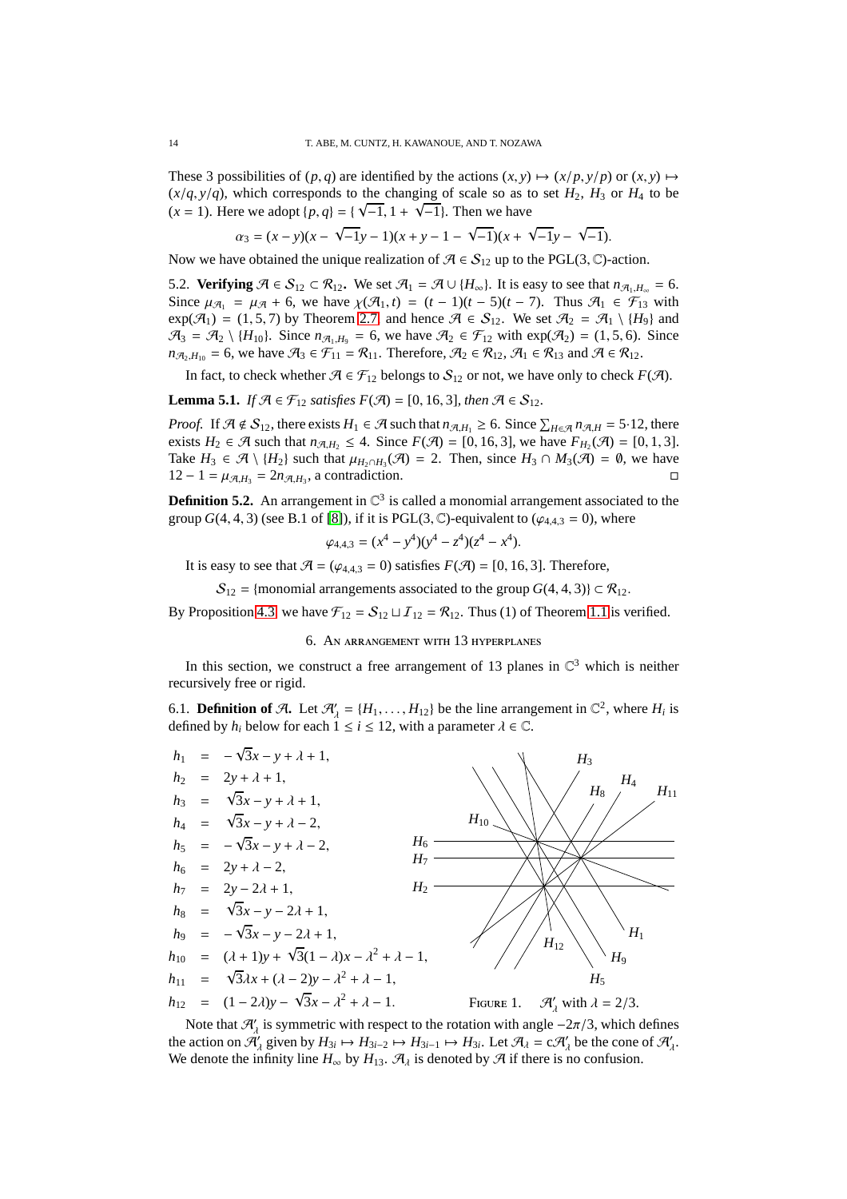These 3 possibilities of $(p, q)$ are identified by the actions $(x, y) \mapsto (x/p, y/p)$ or $(x, y) \mapsto (x/q, y/q)$, which corresponds to the changing of scale so as to set $H_2$, $H_3$ or $H_4$ to be $(x = 1)$. Here we adopt $\{p, q\} = \{\sqrt{-1}, 1 + \sqrt{-1}\}$. Then we have

$$\alpha_3 = (x - y)(x - \sqrt{-1}y - 1)(x + y - 1 - \sqrt{-1})(x + \sqrt{-1}y - \sqrt{-1}).$$

Now we have obtained the unique realization of $\mathcal{A} \in \mathcal{S}_{12}$ up to the PGL$(3, \mathbb{C})$-action.

5.2. **Verifying** $\mathcal{A} \in \mathcal{S}_{12} \subset \mathcal{R}_{12}$**.** We set $\mathcal{A}_1 = \mathcal{A} \cup \{H_\infty\}$. It is easy to see that $n_{\mathcal{A}_1, H_\infty} = 6$. Since $\mu_{\mathcal{A}_1} = \mu_{\mathcal{A}} + 6$, we have $\chi(\mathcal{A}_1, t) = (t-1)(t-5)(t-7)$. Thus $\mathcal{A}_1 \in \mathcal{F}_{13}$ with $\exp(\mathcal{A}_1) = (1, 5, 7)$ by Theorem 2.7 and hence $\mathcal{A} \in \mathcal{S}_{12}$. We set $\mathcal{A}_2 = \mathcal{A}_1 \setminus \{H_9\}$ and $\mathcal{A}_3 = \mathcal{A}_2 \setminus \{H_{10}\}$. Since $n_{\mathcal{A}_1, H_9} = 6$, we have $\mathcal{A}_2 \in \mathcal{F}_{12}$ with $\exp(\mathcal{A}_2) = (1, 5, 6)$. Since $n_{\mathcal{A}_2, H_{10}} = 6$, we have $\mathcal{A}_3 \in \mathcal{F}_{11} = \mathcal{R}_{11}$. Therefore, $\mathcal{A}_2 \in \mathcal{R}_{12}$, $\mathcal{A}_1 \in \mathcal{R}_{13}$ and $\mathcal{A} \in \mathcal{R}_{12}$.

In fact, to check whether $\mathcal{A} \in \mathcal{F}_{12}$ belongs to $\mathcal{S}_{12}$ or not, we have only to check $F(\mathcal{A})$.

**Lemma 5.1.** *If $\mathcal{A} \in \mathcal{F}_{12}$ satisfies $F(\mathcal{A}) = [0, 16, 3]$, then $\mathcal{A} \in \mathcal{S}_{12}$.*

*Proof.* If $\mathcal{A} \notin \mathcal{S}_{12}$, there exists $H_1 \in \mathcal{A}$ such that $n_{\mathcal{A}, H_1} \geq 6$. Since $\sum_{H \in \mathcal{A}} n_{\mathcal{A}, H} = 5 \cdot 12$, there exists $H_2 \in \mathcal{A}$ such that $n_{\mathcal{A}, H_2} \leq 4$. Since $F(\mathcal{A}) = [0, 16, 3]$, we have $F_{H_2}(\mathcal{A}) = [0, 1, 3]$. Take $H_3 \in \mathcal{A} \setminus \{H_2\}$ such that $\mu_{H_2 \cap H_3}(\mathcal{A}) = 2$. Then, since $H_3 \cap M_3(\mathcal{A}) = \emptyset$, we have $12 - 1 = \mu_{\mathcal{A}, H_3} = 2n_{\mathcal{A}, H_3}$, a contradiction. ◻

**Definition 5.2.** An arrangement in $\mathbb{C}^3$ is called a monomial arrangement associated to the group $G(4, 4, 3)$ (see B.1 of [8]), if it is PGL$(3, \mathbb{C})$-equivalent to $(\varphi_{4,4,3} = 0)$, where

$$\varphi_{4,4,3} = (x^4 - y^4)(y^4 - z^4)(z^4 - x^4).$$

It is easy to see that $\mathcal{A} = (\varphi_{4,4,3} = 0)$ satisfies $F(\mathcal{A}) = [0, 16, 3]$. Therefore,

$$\mathcal{S}_{12} = \{\text{monomial arrangements associated to the group } G(4, 4, 3)\} \subset \mathcal{R}_{12}.$$

By Proposition 4.3, we have $\mathcal{F}_{12} = \mathcal{S}_{12} \sqcup \mathcal{I}_{12} = \mathcal{R}_{12}$. Thus (1) of Theorem 1.1 is verified.

## 6. An arrangement with 13 hyperplanes

In this section, we construct a free arrangement of 13 planes in $\mathbb{C}^3$ which is neither recursively free or rigid.

6.1. **Definition of** $\mathcal{A}$**.** Let $\mathcal{A}'_\lambda = \{H_1, \ldots, H_{12}\}$ be the line arrangement in $\mathbb{C}^2$, where $H_i$ is defined by $h_i$ below for each $1 \leq i \leq 12$, with a parameter $\lambda \in \mathbb{C}$.

$$\begin{aligned}
h_1 &= -\sqrt{3}x - y + \lambda + 1,\\
h_2 &= 2y + \lambda + 1,\\
h_3 &= \sqrt{3}x - y + \lambda + 1,\\
h_4 &= \sqrt{3}x - y + \lambda - 2,\\
h_5 &= -\sqrt{3}x - y + \lambda - 2,\\
h_6 &= 2y + \lambda - 2,\\
h_7 &= 2y - 2\lambda + 1,\\
h_8 &= \sqrt{3}x - y - 2\lambda + 1,\\
h_9 &= -\sqrt{3}x - y - 2\lambda + 1,\\
h_{10} &= (\lambda + 1)y + \sqrt{3}(1 - \lambda)x - \lambda^2 + \lambda - 1,\\
h_{11} &= \sqrt{3}\lambda x + (\lambda - 2)y - \lambda^2 + \lambda - 1,\\
h_{12} &= (1 - 2\lambda)y - \sqrt{3}x - \lambda^2 + \lambda - 1.
\end{aligned}$$

$H_3$ $H_4$ $H_8$ $H_{11}$ $H_{10}$ $H_6$ $H_7$ $H_2$ $H_1$ $H_{12}$ $H_9$ $H_5$

Figure 1. $\mathcal{A}'_\lambda$ with $\lambda = 2/3$.

Note that $\mathcal{A}'_\lambda$ is symmetric with respect to the rotation with angle $-2\pi/3$, which defines the action on $\mathcal{A}'_\lambda$ given by $H_{3i} \mapsto H_{3i-2} \mapsto H_{3i-1} \mapsto H_{3i}$. Let $\mathcal{A}_\lambda = \mathrm{c}\mathcal{A}'_\lambda$ be the cone of $\mathcal{A}'_\lambda$. We denote the infinity line $H_\infty$ by $H_{13}$. $\mathcal{A}_\lambda$ is denoted by $\mathcal{A}$ if there is no confusion.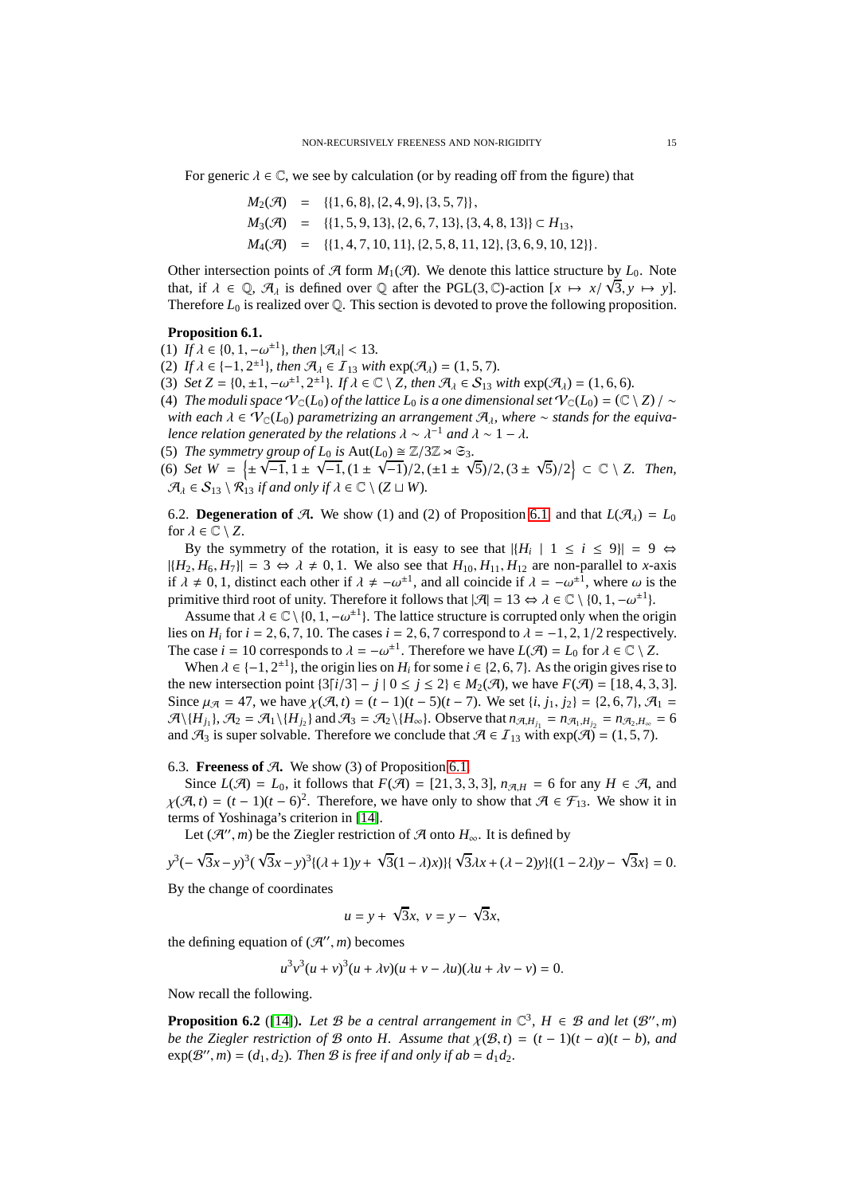For generic $\lambda \in \mathbb{C}$, we see by calculation (or by reading off from the figure) that

$$
\begin{aligned}
M_2(\mathcal{A}) &= \{\{1,6,8\},\{2,4,9\},\{3,5,7\}\},\\
M_3(\mathcal{A}) &= \{\{1,5,9,13\},\{2,6,7,13\},\{3,4,8,13\}\} \subset H_{13},\\
M_4(\mathcal{A}) &= \{\{1,4,7,10,11\},\{2,5,8,11,12\},\{3,6,9,10,12\}\}.
\end{aligned}
$$

Other intersection points of $\mathcal{A}$ form $M_1(\mathcal{A})$. We denote this lattice structure by $L_0$. Note that, if $\lambda \in \mathbb{Q}$, $\mathcal{A}_\lambda$ is defined over $\mathbb{Q}$ after the $\mathrm{PGL}(3,\mathbb{C})$-action $[x \mapsto x/\sqrt{3}, y \mapsto y]$. Therefore $L_0$ is realized over $\mathbb{Q}$. This section is devoted to prove the following proposition.

**Proposition 6.1.**

(1) *If $\lambda \in \{0, 1, -\omega^{\pm 1}\}$, then $|\mathcal{A}_\lambda| < 13$.*
(2) *If $\lambda \in \{-1, 2^{\pm 1}\}$, then $\mathcal{A}_\lambda \in \mathcal{I}_{13}$ with $\exp(\mathcal{A}_\lambda) = (1,5,7)$.*
(3) *Set $Z = \{0, \pm 1, -\omega^{\pm 1}, 2^{\pm 1}\}$. If $\lambda \in \mathbb{C} \setminus Z$, then $\mathcal{A}_\lambda \in \mathcal{S}_{13}$ with $\exp(\mathcal{A}_\lambda) = (1,6,6)$.*
(4) *The moduli space $\mathcal{V}_\mathbb{C}(L_0)$ of the lattice $L_0$ is a one dimensional set $\mathcal{V}_\mathbb{C}(L_0) = (\mathbb{C} \setminus Z)/\sim$ with each $\lambda \in \mathcal{V}_\mathbb{C}(L_0)$ parametrizing an arrangement $\mathcal{A}_\lambda$, where $\sim$ stands for the equivalence relation generated by the relations $\lambda \sim \lambda^{-1}$ and $\lambda \sim 1-\lambda$.*
(5) *The symmetry group of $L_0$ is $\mathrm{Aut}(L_0) \cong \mathbb{Z}/3\mathbb{Z} \rtimes \mathfrak{S}_3$.*
(6) *Set $W = \left\{\pm\sqrt{-1}, 1 \pm \sqrt{-1}, (1 \pm \sqrt{-1})/2, (\pm 1 \pm \sqrt{5})/2, (3 \pm \sqrt{5})/2\right\} \subset \mathbb{C} \setminus Z$. Then, $\mathcal{A}_\lambda \in \mathcal{S}_{13} \setminus \mathcal{R}_{13}$ if and only if $\lambda \in \mathbb{C} \setminus (Z \sqcup W)$.*

6.2. **Degeneration of $\mathcal{A}$.** We show (1) and (2) of Proposition 6.1 and that $L(\mathcal{A}_\lambda) = L_0$ for $\lambda \in \mathbb{C} \setminus Z$.

By the symmetry of the rotation, it is easy to see that $|\{H_i \mid 1 \le i \le 9\}| = 9 \Leftrightarrow |\{H_2, H_6, H_7\}| = 3 \Leftrightarrow \lambda \neq 0, 1$. We also see that $H_{10}, H_{11}, H_{12}$ are non-parallel to $x$-axis if $\lambda \neq 0, 1$, distinct each other if $\lambda \neq -\omega^{\pm 1}$, and all coincide if $\lambda = -\omega^{\pm 1}$, where $\omega$ is the primitive third root of unity. Therefore it follows that $|\mathcal{A}| = 13 \Leftrightarrow \lambda \in \mathbb{C} \setminus \{0, 1, -\omega^{\pm 1}\}$.

Assume that $\lambda \in \mathbb{C} \setminus \{0, 1, -\omega^{\pm 1}\}$. The lattice structure is corrupted only when the origin lies on $H_i$ for $i = 2, 6, 7, 10$. The cases $i = 2, 6, 7$ correspond to $\lambda = -1, 2, 1/2$ respectively. The case $i = 10$ corresponds to $\lambda = -\omega^{\pm 1}$. Therefore we have $L(\mathcal{A}) = L_0$ for $\lambda \in \mathbb{C} \setminus Z$.

When $\lambda \in \{-1, 2^{\pm 1}\}$, the origin lies on $H_i$ for some $i \in \{2, 6, 7\}$. As the origin gives rise to the new intersection point $\{3\lceil i/3 \rceil - j \mid 0 \le j \le 2\} \in M_2(\mathcal{A})$, we have $F(\mathcal{A}) = [18, 4, 3, 3]$. Since $\mu_\mathcal{A} = 47$, we have $\chi(\mathcal{A}, t) = (t-1)(t-5)(t-7)$. We set $\{i, j_1, j_2\} = \{2, 6, 7\}$, $\mathcal{A}_1 = \mathcal{A} \setminus \{H_{j_1}\}$, $\mathcal{A}_2 = \mathcal{A}_1 \setminus \{H_{j_2}\}$ and $\mathcal{A}_3 = \mathcal{A}_2 \setminus \{H_\infty\}$. Observe that $n_{\mathcal{A}, H_{j_1}} = n_{\mathcal{A}_1, H_{j_2}} = n_{\mathcal{A}_2, H_\infty} = 6$ and $\mathcal{A}_3$ is super solvable. Therefore we conclude that $\mathcal{A} \in \mathcal{I}_{13}$ with $\exp(\mathcal{A}) = (1, 5, 7)$.

6.3. **Freeness of $\mathcal{A}$.** We show (3) of Proposition 6.1.

Since $L(\mathcal{A}) = L_0$, it follows that $F(\mathcal{A}) = [21, 3, 3, 3]$, $n_{\mathcal{A}, H} = 6$ for any $H \in \mathcal{A}$, and $\chi(\mathcal{A}, t) = (t-1)(t-6)^2$. Therefore, we have only to show that $\mathcal{A} \in \mathcal{F}_{13}$. We show it in terms of Yoshinaga's criterion in [14].

Let $(\mathcal{A}'', m)$ be the Ziegler restriction of $\mathcal{A}$ onto $H_\infty$. It is defined by

$$
y^3(-\sqrt{3}x - y)^3(\sqrt{3}x - y)^3\{(\lambda+1)y + \sqrt{3}(1-\lambda)x\}\{\sqrt{3}\lambda x + (\lambda - 2)y\}\{(1-2\lambda)y - \sqrt{3}x\} = 0.
$$

By the change of coordinates

$$
u = y + \sqrt{3}x, \; v = y - \sqrt{3}x,
$$

the defining equation of $(\mathcal{A}'', m)$ becomes

$$
u^3 v^3 (u+v)^3 (u + \lambda v)(u + v - \lambda u)(\lambda u + \lambda v - v) = 0.
$$

Now recall the following.

**Proposition 6.2** ([14]). *Let $\mathcal{B}$ be a central arrangement in $\mathbb{C}^3$, $H \in \mathcal{B}$ and let $(\mathcal{B}'', m)$ be the Ziegler restriction of $\mathcal{B}$ onto $H$. Assume that $\chi(\mathcal{B}, t) = (t-1)(t-a)(t-b)$, and $\exp(\mathcal{B}'', m) = (d_1, d_2)$. Then $\mathcal{B}$ is free if and only if $ab = d_1 d_2$.*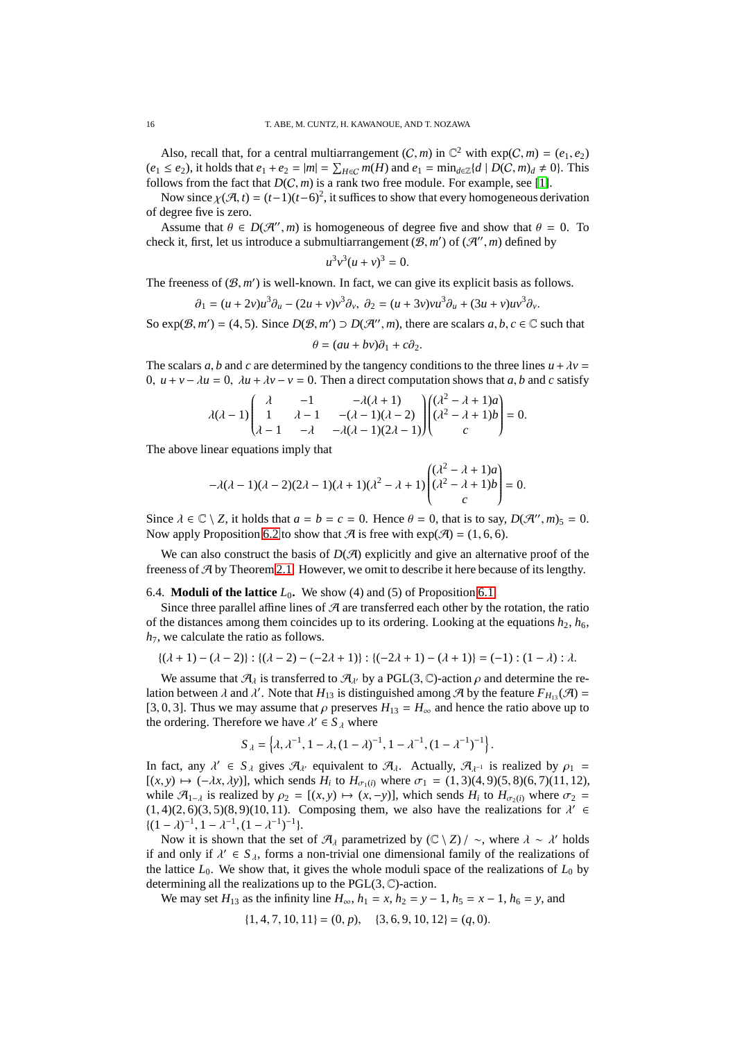Also, recall that, for a central multiarrangement $(C, m)$ in $\mathbb{C}^2$ with $\exp(C, m) = (e_1, e_2)$ $(e_1 \le e_2)$, it holds that $e_1 + e_2 = |m| = \sum_{H \in C} m(H)$ and $e_1 = \min_{d \in \mathbb{Z}} \{d \mid D(C, m)_d \neq 0\}$. This follows from the fact that $D(C, m)$ is a rank two free module. For example, see [1].

Now since $\chi(\mathcal{A}, t) = (t-1)(t-6)^2$, it suffices to show that every homogeneous derivation of degree five is zero.

Assume that $\theta \in D(\mathcal{A}'', m)$ is homogeneous of degree five and show that $\theta = 0$. To check it, first, let us introduce a submultiarrangement $(\mathcal{B}, m')$ of $(\mathcal{A}'', m)$ defined by

$$u^3 v^3 (u+v)^3 = 0.$$

The freeness of $(\mathcal{B}, m')$ is well-known. In fact, we can give its explicit basis as follows.

$$\partial_1 = (u+2v)u^3\partial_u - (2u+v)v^3\partial_v, \ \partial_2 = (u+3v)vu^3\partial_u + (3u+v)uv^3\partial_v.$$

So $\exp(\mathcal{B}, m') = (4, 5)$. Since $D(\mathcal{B}, m') \supset D(\mathcal{A}'', m)$, there are scalars $a, b, c \in \mathbb{C}$ such that

$$\theta = (au + bv)\partial_1 + c\partial_2.$$

The scalars $a, b$ and $c$ are determined by the tangency conditions to the three lines $u + \lambda v = 0$, $u + v - \lambda u = 0$, $\lambda u + \lambda v - v = 0$. Then a direct computation shows that $a, b$ and $c$ satisfy

$$\lambda(\lambda-1)\begin{pmatrix} \lambda & -1 & -\lambda(\lambda+1) \\ 1 & \lambda-1 & -(\lambda-1)(\lambda-2) \\ \lambda-1 & -\lambda & -\lambda(\lambda-1)(2\lambda-1) \end{pmatrix}\begin{pmatrix} (\lambda^2-\lambda+1)a \\ (\lambda^2-\lambda+1)b \\ c \end{pmatrix} = 0.$$

The above linear equations imply that

$$-\lambda(\lambda-1)(\lambda-2)(2\lambda-1)(\lambda+1)(\lambda^2-\lambda+1)\begin{pmatrix} (\lambda^2-\lambda+1)a \\ (\lambda^2-\lambda+1)b \\ c \end{pmatrix} = 0.$$

Since $\lambda \in \mathbb{C} \setminus Z$, it holds that $a = b = c = 0$. Hence $\theta = 0$, that is to say, $D(\mathcal{A}'', m)_5 = 0$. Now apply Proposition 6.2 to show that $\mathcal{A}$ is free with $\exp(\mathcal{A}) = (1, 6, 6)$.

We can also construct the basis of $D(\mathcal{A})$ explicitly and give an alternative proof of the freeness of $\mathcal{A}$ by Theorem 2.1. However, we omit to describe it here because of its lengthy.

6.4. **Moduli of the lattice $L_0$.** We show (4) and (5) of Proposition 6.1.

Since three parallel affine lines of $\mathcal{A}$ are transferred each other by the rotation, the ratio of the distances among them coincides up to its ordering. Looking at the equations $h_2$, $h_6$, $h_7$, we calculate the ratio as follows.

$$\{(\lambda+1) - (\lambda-2)\} : \{(\lambda-2) - (-2\lambda+1)\} : \{(-2\lambda+1) - (\lambda+1)\} = (-1) : (1-\lambda) : \lambda.$$

We assume that $\mathcal{A}_\lambda$ is transferred to $\mathcal{A}_{\lambda'}$ by a $\mathrm{PGL}(3, \mathbb{C})$-action $\rho$ and determine the relation between $\lambda$ and $\lambda'$. Note that $H_{13}$ is distinguished among $\mathcal{A}$ by the feature $F_{H_{13}}(\mathcal{A}) = [3, 0, 3]$. Thus we may assume that $\rho$ preserves $H_{13} = H_\infty$ and hence the ratio above up to the ordering. Therefore we have $\lambda' \in S_\lambda$ where

$$S_\lambda = \left\{\lambda, \lambda^{-1}, 1-\lambda, (1-\lambda)^{-1}, 1-\lambda^{-1}, (1-\lambda^{-1})^{-1}\right\}.$$

In fact, any $\lambda' \in S_\lambda$ gives $\mathcal{A}_{\lambda'}$ equivalent to $\mathcal{A}_\lambda$. Actually, $\mathcal{A}_{\lambda^{-1}}$ is realized by $\rho_1 = [(x, y) \mapsto (-\lambda x, \lambda y)]$, which sends $H_i$ to $H_{\sigma_1(i)}$ where $\sigma_1 = (1, 3)(4, 9)(5, 8)(6, 7)(11, 12)$, while $\mathcal{A}_{1-\lambda}$ is realized by $\rho_2 = [(x, y) \mapsto (x, -y)]$, which sends $H_i$ to $H_{\sigma_2(i)}$ where $\sigma_2 = (1, 4)(2, 6)(3, 5)(8, 9)(10, 11)$. Composing them, we also have the realizations for $\lambda' \in \{(1-\lambda)^{-1}, 1-\lambda^{-1}, (1-\lambda^{-1})^{-1}\}$.

Now it is shown that the set of $\mathcal{A}_\lambda$ parametrized by $(\mathbb{C} \setminus Z)/\sim$, where $\lambda \sim \lambda'$ holds if and only if $\lambda' \in S_\lambda$, forms a non-trivial one dimensional family of the realizations of the lattice $L_0$. We show that, it gives the whole moduli space of the realizations of $L_0$ by determining all the realizations up to the $\mathrm{PGL}(3, \mathbb{C})$-action.

We may set $H_{13}$ as the infinity line $H_\infty$, $h_1 = x$, $h_2 = y - 1$, $h_5 = x - 1$, $h_6 = y$, and

$$\{1, 4, 7, 10, 11\} = (0, p), \quad \{3, 6, 9, 10, 12\} = (q, 0).$$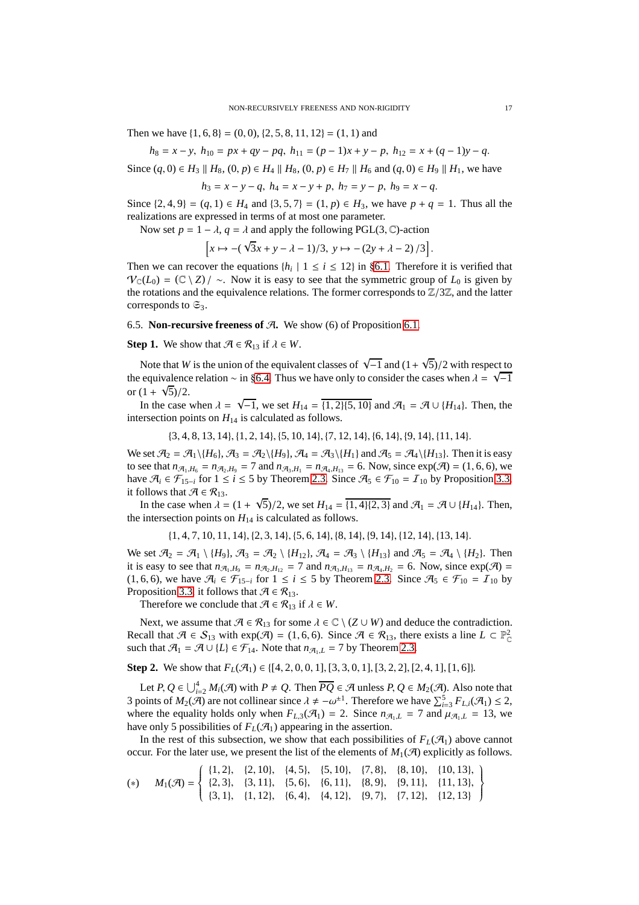Then we have $\{1, 6, 8\} = (0, 0)$, $\{2, 5, 8, 11, 12\} = (1, 1)$ and

$$h_8 = x - y,\ h_{10} = px + qy - pq,\ h_{11} = (p-1)x + y - p,\ h_{12} = x + (q-1)y - q.$$

Since $(q, 0) \in H_3 \parallel H_8$, $(0, p) \in H_4 \parallel H_8$, $(0, p) \in H_7 \parallel H_6$ and $(q, 0) \in H_9 \parallel H_1$, we have

$$h_3 = x - y - q,\ h_4 = x - y + p,\ h_7 = y - p,\ h_9 = x - q.$$

Since $\{2, 4, 9\} = (q, 1) \in H_4$ and $\{3, 5, 7\} = (1, p) \in H_3$, we have $p + q = 1$. Thus all the realizations are expressed in terms of at most one parameter.

Now set $p = 1 - \lambda$, $q = \lambda$ and apply the following $\mathrm{PGL}(3, \mathbb{C})$-action

$$\left[x \mapsto -(\sqrt{3}x + y - \lambda - 1)/3,\ y \mapsto -(2y + \lambda - 2)/3\right].$$

Then we can recover the equations $\{h_i \mid 1 \leq i \leq 12\}$ in §6.1. Therefore it is verified that $\mathcal{V}_{\mathbb{C}}(L_0) = (\mathbb{C} \setminus Z)/\sim$. Now it is easy to see that the symmetric group of $L_0$ is given by the rotations and the equivalence relations. The former corresponds to $\mathbb{Z}/3\mathbb{Z}$, and the latter corresponds to $\mathfrak{S}_3$.

6.5. **Non-recursive freeness of $\mathcal{A}$.** We show (6) of Proposition 6.1.

**Step 1.** We show that $\mathcal{A} \in \mathcal{R}_{13}$ if $\lambda \in W$.

Note that $W$ is the union of the equivalent classes of $\sqrt{-1}$ and $(1 + \sqrt{5})/2$ with respect to the equivalence relation $\sim$ in §6.4. Thus we have only to consider the cases when $\lambda = \sqrt{-1}$ or $(1 + \sqrt{5})/2$.

In the case when $\lambda = \sqrt{-1}$, we set $H_{14} = \overline{\{1, 2\}\{5, 10\}}$ and $\mathcal{A}_1 = \mathcal{A} \cup \{H_{14}\}$. Then, the intersection points on $H_{14}$ is calculated as follows.

$$\{3, 4, 8, 13, 14\}, \{1, 2, 14\}, \{5, 10, 14\}, \{7, 12, 14\}, \{6, 14\}, \{9, 14\}, \{11, 14\}.$$

We set $\mathcal{A}_2 = \mathcal{A}_1 \setminus \{H_6\}$, $\mathcal{A}_3 = \mathcal{A}_2 \setminus \{H_9\}$, $\mathcal{A}_4 = \mathcal{A}_3 \setminus \{H_1\}$ and $\mathcal{A}_5 = \mathcal{A}_4 \setminus \{H_{13}\}$. Then it is easy to see that $n_{\mathcal{A}_1, H_6} = n_{\mathcal{A}_2, H_9} = 7$ and $n_{\mathcal{A}_3, H_1} = n_{\mathcal{A}_4, H_{13}} = 6$. Now, since $\exp(\mathcal{A}) = (1, 6, 6)$, we have $\mathcal{A}_i \in \mathcal{F}_{15-i}$ for $1 \leq i \leq 5$ by Theorem 2.3. Since $\mathcal{A}_5 \in \mathcal{F}_{10} = \mathcal{I}_{10}$ by Proposition 3.3, it follows that $\mathcal{A} \in \mathcal{R}_{13}$.

In the case when $\lambda = (1 + \sqrt{5})/2$, we set $H_{14} = \overline{\{1, 4\}\{2, 3\}}$ and $\mathcal{A}_1 = \mathcal{A} \cup \{H_{14}\}$. Then, the intersection points on $H_{14}$ is calculated as follows.

$$\{1, 4, 7, 10, 11, 14\}, \{2, 3, 14\}, \{5, 6, 14\}, \{8, 14\}, \{9, 14\}, \{12, 14\}, \{13, 14\}.$$

We set $\mathcal{A}_2 = \mathcal{A}_1 \setminus \{H_9\}$, $\mathcal{A}_3 = \mathcal{A}_2 \setminus \{H_{12}\}$, $\mathcal{A}_4 = \mathcal{A}_3 \setminus \{H_{13}\}$ and $\mathcal{A}_5 = \mathcal{A}_4 \setminus \{H_2\}$. Then it is easy to see that $n_{\mathcal{A}_1, H_9} = n_{\mathcal{A}_2, H_{12}} = 7$ and $n_{\mathcal{A}_3, H_{13}} = n_{\mathcal{A}_4, H_2} = 6$. Now, since $\exp(\mathcal{A}) = (1, 6, 6)$, we have $\mathcal{A}_i \in \mathcal{F}_{15-i}$ for $1 \leq i \leq 5$ by Theorem 2.3. Since $\mathcal{A}_5 \in \mathcal{F}_{10} = \mathcal{I}_{10}$ by Proposition 3.3, it follows that $\mathcal{A} \in \mathcal{R}_{13}$.

Therefore we conclude that $\mathcal{A} \in \mathcal{R}_{13}$ if $\lambda \in W$.

Next, we assume that $\mathcal{A} \in \mathcal{R}_{13}$ for some $\lambda \in \mathbb{C} \setminus (Z \cup W)$ and deduce the contradiction. Recall that $\mathcal{A} \in \mathcal{S}_{13}$ with $\exp(\mathcal{A}) = (1, 6, 6)$. Since $\mathcal{A} \in \mathcal{R}_{13}$, there exists a line $L \subset \mathbb{P}^2_{\mathbb{C}}$ such that $\mathcal{A}_1 = \mathcal{A} \cup \{L\} \in \mathcal{F}_{14}$. Note that $n_{\mathcal{A}_1, L} = 7$ by Theorem 2.3.

**Step 2.** We show that $F_L(\mathcal{A}_1) \in \{[4, 2, 0, 0, 1], [3, 3, 0, 1], [3, 2, 2], [2, 4, 1], [1, 6]\}$.

Let $P, Q \in \bigcup_{i=2}^{4} M_i(\mathcal{A})$ with $P \neq Q$. Then $\overline{PQ} \in \mathcal{A}$ unless $P, Q \in M_2(\mathcal{A})$. Also note that 3 points of $M_2(\mathcal{A})$ are not collinear since $\lambda \neq -\omega^{\pm 1}$. Therefore we have $\sum_{i=3}^{5} F_{L,i}(\mathcal{A}_1) \leq 2$, where the equality holds only when $F_{L,3}(\mathcal{A}_1) = 2$. Since $n_{\mathcal{A}_1, L} = 7$ and $\mu_{\mathcal{A}_1, L} = 13$, we have only 5 possibilities of $F_L(\mathcal{A}_1)$ appearing in the assertion.

In the rest of this subsection, we show that each possibilities of $F_L(\mathcal{A}_1)$ above cannot occur. For the later use, we present the list of the elements of $M_1(\mathcal{A})$ explicitly as follows.

$$(*) \qquad M_1(\mathcal{A}) = \left\{ \begin{array}{lllllll} \{1, 2\}, & \{2, 10\}, & \{4, 5\}, & \{5, 10\}, & \{7, 8\}, & \{8, 10\}, & \{10, 13\}, \\ \{2, 3\}, & \{3, 11\}, & \{5, 6\}, & \{6, 11\}, & \{8, 9\}, & \{9, 11\}, & \{11, 13\}, \\ \{3, 1\}, & \{1, 12\}, & \{6, 4\}, & \{4, 12\}, & \{9, 7\}, & \{7, 12\}, & \{12, 13\} \end{array} \right\}$$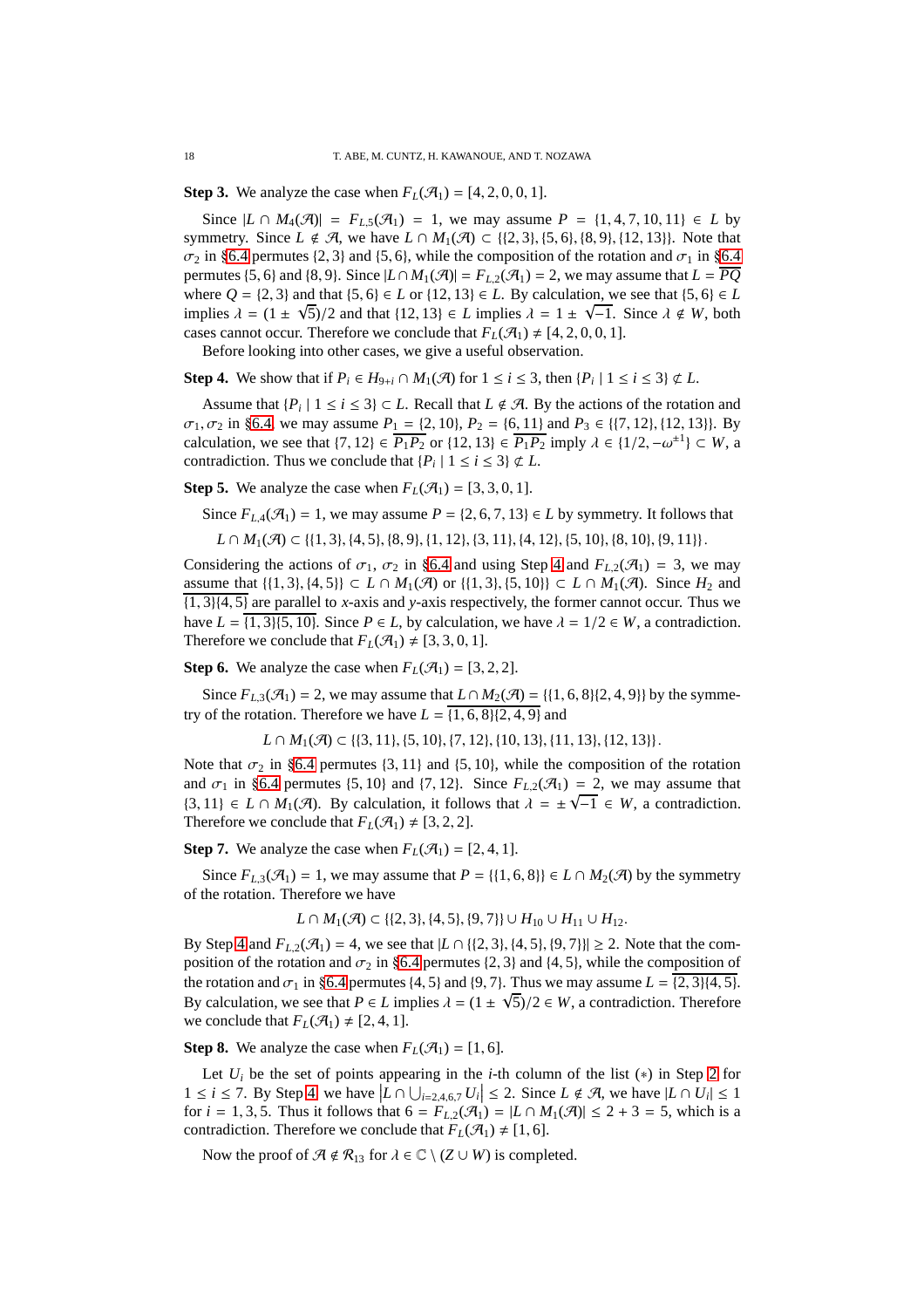**Step 3.** We analyze the case when $F_L(\mathcal{A}_1) = [4, 2, 0, 0, 1]$.

Since $|L \cap M_4(\mathcal{A})| = F_{L,5}(\mathcal{A}_1) = 1$, we may assume $P = \{1, 4, 7, 10, 11\} \in L$ by symmetry. Since $L \notin \mathcal{A}$, we have $L \cap M_1(\mathcal{A}) \subset \{\{2, 3\}, \{5, 6\}, \{8, 9\}, \{12, 13\}\}$. Note that $\sigma_2$ in §6.4 permutes $\{2, 3\}$ and $\{5, 6\}$, while the composition of the rotation and $\sigma_1$ in §6.4 permutes $\{5, 6\}$ and $\{8, 9\}$. Since $|L \cap M_1(\mathcal{A})| = F_{L,2}(\mathcal{A}_1) = 2$, we may assume that $L = \overline{PQ}$ where $Q = \{2, 3\}$ and that $\{5, 6\} \in L$ or $\{12, 13\} \in L$. By calculation, we see that $\{5, 6\} \in L$ implies $\lambda = (1 \pm \sqrt{5})/2$ and that $\{12, 13\} \in L$ implies $\lambda = 1 \pm \sqrt{-1}$. Since $\lambda \notin W$, both cases cannot occur. Therefore we conclude that $F_L(\mathcal{A}_1) \neq [4, 2, 0, 0, 1]$.

Before looking into other cases, we give a useful observation.

**Step 4.** We show that if $P_i \in H_{9+i} \cap M_1(\mathcal{A})$ for $1 \leq i \leq 3$, then $\{P_i \mid 1 \leq i \leq 3\} \not\subset L$.

Assume that $\{P_i \mid 1 \leq i \leq 3\} \subset L$. Recall that $L \notin \mathcal{A}$. By the actions of the rotation and $\sigma_1, \sigma_2$ in §6.4, we may assume $P_1 = \{2, 10\}$, $P_2 = \{6, 11\}$ and $P_3 \in \{\{7, 12\}, \{12, 13\}\}$. By calculation, we see that $\{7, 12\} \in \overline{P_1P_2}$ or $\{12, 13\} \in \overline{P_1P_2}$ imply $\lambda \in \{1/2, -\omega^{\pm 1}\} \subset W$, a contradiction. Thus we conclude that $\{P_i \mid 1 \leq i \leq 3\} \not\subset L$.

**Step 5.** We analyze the case when $F_L(\mathcal{A}_1) = [3, 3, 0, 1]$.

Since $F_{L,4}(\mathcal{A}_1) = 1$, we may assume $P = \{2, 6, 7, 13\} \in L$ by symmetry. It follows that

$$L \cap M_1(\mathcal{A}) \subset \{\{1, 3\}, \{4, 5\}, \{8, 9\}, \{1, 12\}, \{3, 11\}, \{4, 12\}, \{5, 10\}, \{8, 10\}, \{9, 11\}\}.$$

Considering the actions of $\sigma_1$, $\sigma_2$ in §6.4 and using Step 4 and $F_{L,2}(\mathcal{A}_1) = 3$, we may assume that $\{\{1, 3\}, \{4, 5\}\} \subset L \cap M_1(\mathcal{A})$ or $\{\{1, 3\}, \{5, 10\}\} \subset L \cap M_1(\mathcal{A})$. Since $H_2$ and $\overline{\{1, 3\}\{4, 5\}}$ are parallel to $x$-axis and $y$-axis respectively, the former cannot occur. Thus we have $L = \overline{\{1, 3\}\{5, 10\}}$. Since $P \in L$, by calculation, we have $\lambda = 1/2 \in W$, a contradiction. Therefore we conclude that $F_L(\mathcal{A}_1) \neq [3, 3, 0, 1]$.

**Step 6.** We analyze the case when $F_L(\mathcal{A}_1) = [3, 2, 2]$.

Since $F_{L,3}(\mathcal{A}_1) = 2$, we may assume that $L \cap M_2(\mathcal{A}) = \{\{1, 6, 8\}\{2, 4, 9\}\}$ by the symmetry of the rotation. Therefore we have $L = \overline{\{1, 6, 8\}\{2, 4, 9\}}$ and

$$L \cap M_1(\mathcal{A}) \subset \{\{3, 11\}, \{5, 10\}, \{7, 12\}, \{10, 13\}, \{11, 13\}, \{12, 13\}\}.$$

Note that $\sigma_2$ in §6.4 permutes $\{3, 11\}$ and $\{5, 10\}$, while the composition of the rotation and $\sigma_1$ in §6.4 permutes $\{5, 10\}$ and $\{7, 12\}$. Since $F_{L,2}(\mathcal{A}_1) = 2$, we may assume that $\{3, 11\} \in L \cap M_1(\mathcal{A})$. By calculation, it follows that $\lambda = \pm\sqrt{-1} \in W$, a contradiction. Therefore we conclude that $F_L(\mathcal{A}_1) \neq [3, 2, 2]$.

**Step 7.** We analyze the case when $F_L(\mathcal{A}_1) = [2, 4, 1]$.

Since $F_{L,3}(\mathcal{A}_1) = 1$, we may assume that $P = \{\{1, 6, 8\}\} \in L \cap M_2(\mathcal{A})$ by the symmetry of the rotation. Therefore we have

$$L \cap M_1(\mathcal{A}) \subset \{\{2, 3\}, \{4, 5\}, \{9, 7\}\} \cup H_{10} \cup H_{11} \cup H_{12}.$$

By Step 4 and $F_{L,2}(\mathcal{A}_1) = 4$, we see that $|L \cap \{\{2, 3\}, \{4, 5\}, \{9, 7\}\}| \geq 2$. Note that the composition of the rotation and $\sigma_2$ in §6.4 permutes $\{2, 3\}$ and $\{4, 5\}$, while the composition of the rotation and $\sigma_1$ in §6.4 permutes $\{4, 5\}$ and $\{9, 7\}$. Thus we may assume $L = \overline{\{2, 3\}\{4, 5\}}$. By calculation, we see that $P \in L$ implies $\lambda = (1 \pm \sqrt{5})/2 \in W$, a contradiction. Therefore we conclude that $F_L(\mathcal{A}_1) \neq [2, 4, 1]$.

**Step 8.** We analyze the case when $F_L(\mathcal{A}_1) = [1, 6]$.

Let $U_i$ be the set of points appearing in the $i$-th column of the list $(*)$ in Step 2 for $1 \leq i \leq 7$. By Step 4, we have $\left|L \cap \bigcup_{i=2,4,6,7} U_i\right| \leq 2$. Since $L \notin \mathcal{A}$, we have $|L \cap U_i| \leq 1$ for $i = 1, 3, 5$. Thus it follows that $6 = F_{L,2}(\mathcal{A}_1) = |L \cap M_1(\mathcal{A})| \leq 2 + 3 = 5$, which is a contradiction. Therefore we conclude that $F_L(\mathcal{A}_1) \neq [1, 6]$.

Now the proof of $\mathcal{A} \notin \mathcal{R}_{13}$ for $\lambda \in \mathbb{C} \setminus (Z \cup W)$ is completed.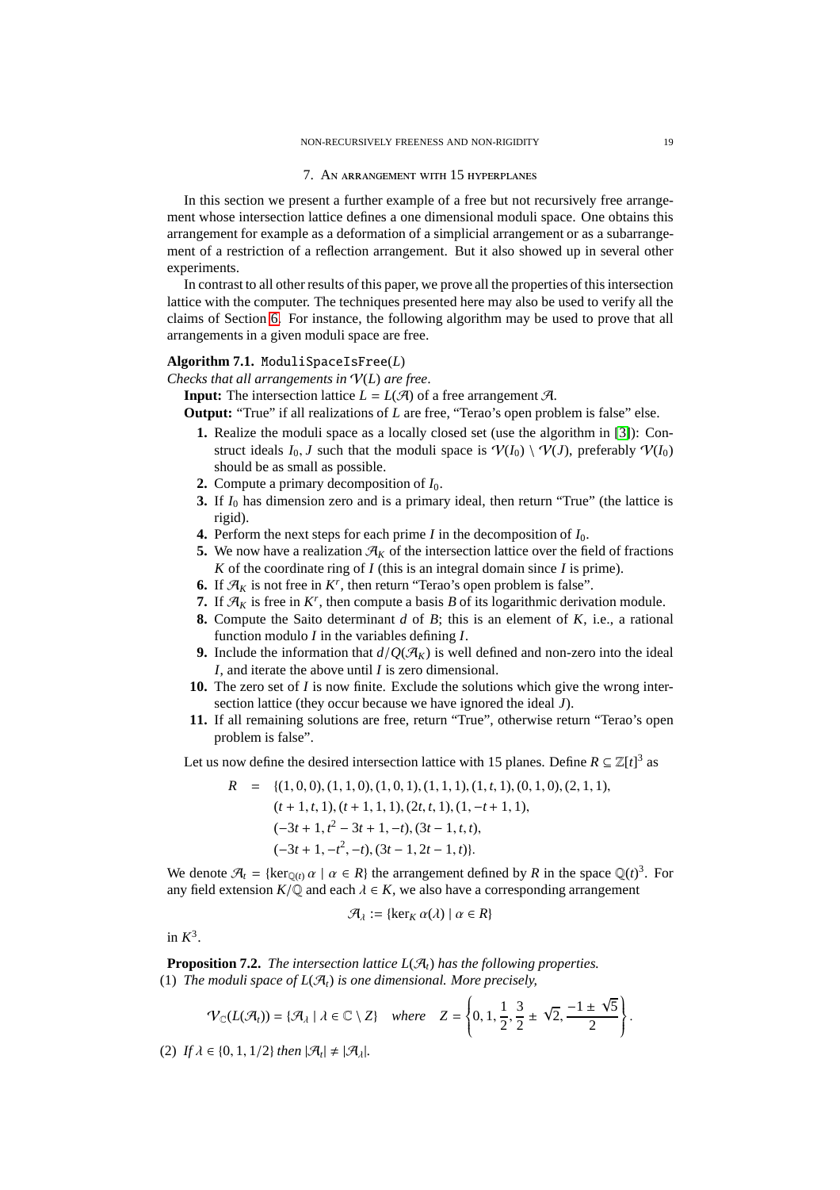## 7. An arrangement with 15 hyperplanes

In this section we present a further example of a free but not recursively free arrangement whose intersection lattice defines a one dimensional moduli space. One obtains this arrangement for example as a deformation of a simplicial arrangement or as a subarrangement of a restriction of a reflection arrangement. But it also showed up in several other experiments.

In contrast to all other results of this paper, we prove all the properties of this intersection lattice with the computer. The techniques presented here may also be used to verify all the claims of Section 6. For instance, the following algorithm may be used to prove that all arrangements in a given moduli space are free.

**Algorithm 7.1.** `ModuliSpaceIsFree`$(L)$
*Checks that all arrangements in $\mathcal{V}(L)$ are free.*

**Input:** The intersection lattice $L = L(\mathcal{A})$ of a free arrangement $\mathcal{A}$.
**Output:** "True" if all realizations of $L$ are free, "Terao's open problem is false" else.

1. Realize the moduli space as a locally closed set (use the algorithm in [3]): Construct ideals $I_0, J$ such that the moduli space is $\mathcal{V}(I_0) \setminus \mathcal{V}(J)$, preferably $\mathcal{V}(I_0)$ should be as small as possible.
2. Compute a primary decomposition of $I_0$.
3. If $I_0$ has dimension zero and is a primary ideal, then return "True" (the lattice is rigid).
4. Perform the next steps for each prime $I$ in the decomposition of $I_0$.
5. We now have a realization $\mathcal{A}_K$ of the intersection lattice over the field of fractions $K$ of the coordinate ring of $I$ (this is an integral domain since $I$ is prime).
6. If $\mathcal{A}_K$ is not free in $K^r$, then return "Terao's open problem is false".
7. If $\mathcal{A}_K$ is free in $K^r$, then compute a basis $B$ of its logarithmic derivation module.
8. Compute the Saito determinant $d$ of $B$; this is an element of $K$, i.e., a rational function modulo $I$ in the variables defining $I$.
9. Include the information that $d/Q(\mathcal{A}_K)$ is well defined and non-zero into the ideal $I$, and iterate the above until $I$ is zero dimensional.
10. The zero set of $I$ is now finite. Exclude the solutions which give the wrong intersection lattice (they occur because we have ignored the ideal $J$).
11. If all remaining solutions are free, return "True", otherwise return "Terao's open problem is false".

Let us now define the desired intersection lattice with 15 planes. Define $R \subseteq \mathbb{Z}[t]^3$ as

$$
\begin{aligned}
R \quad = \quad & \{(1,0,0),(1,1,0),(1,0,1),(1,1,1),(1,t,1),(0,1,0),(2,1,1),\\
& (t+1,t,1),(t+1,1,1),(2t,t,1),(1,-t+1,1),\\
& (-3t+1,t^2-3t+1,-t),(3t-1,t,t),\\
& (-3t+1,-t^2,-t),(3t-1,2t-1,t)\}.
\end{aligned}
$$

We denote $\mathcal{A}_t = \{\ker_{\mathbb{Q}(t)} \alpha \mid \alpha \in R\}$ the arrangement defined by $R$ in the space $\mathbb{Q}(t)^3$. For any field extension $K/\mathbb{Q}$ and each $\lambda \in K$, we also have a corresponding arrangement

$$\mathcal{A}_\lambda := \{\ker_K \alpha(\lambda) \mid \alpha \in R\}$$

in $K^3$.

**Proposition 7.2.** *The intersection lattice $L(\mathcal{A}_t)$ has the following properties.*

(1) *The moduli space of $L(\mathcal{A}_t)$ is one dimensional. More precisely,*

$$\mathcal{V}_{\mathbb{C}}(L(\mathcal{A}_t)) = \{\mathcal{A}_\lambda \mid \lambda \in \mathbb{C} \setminus Z\} \quad \textit{where} \quad Z = \left\{0, 1, \frac{1}{2}, \frac{3}{2} \pm \sqrt{2}, \frac{-1 \pm \sqrt{5}}{2}\right\}.$$

(2) *If $\lambda \in \{0, 1, 1/2\}$ then $|\mathcal{A}_t| \neq |\mathcal{A}_\lambda|$.*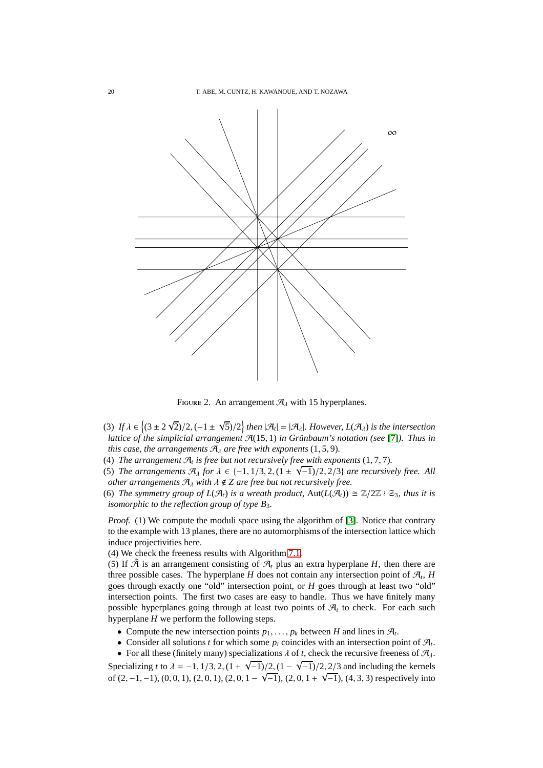∞

Figure 2. An arrangement $\mathcal{A}_\lambda$ with 15 hyperplanes.

(3) *If* $\lambda \in \left\{(3 \pm 2\sqrt{2})/2, (-1 \pm \sqrt{5})/2\right\}$ *then* $|\mathcal{A}_t| = |\mathcal{A}_\lambda|$. *However,* $L(\mathcal{A}_\lambda)$ *is the intersection lattice of the simplicial arrangement* $\mathcal{A}(15, 1)$ *in Grünbaum's notation (see* [7]*). Thus in this case, the arrangements* $\mathcal{A}_\lambda$ *are free with exponents* $(1, 5, 9)$.

(4) *The arrangement* $\mathcal{A}_t$ *is free but not recursively free with exponents* $(1, 7, 7)$.

(5) *The arrangements* $\mathcal{A}_\lambda$ *for* $\lambda \in \{-1, 1/3, 2, (1 \pm \sqrt{-1})/2, 2/3\}$ *are recursively free. All other arrangements* $\mathcal{A}_\lambda$ *with* $\lambda \notin Z$ *are free but not recursively free.*

(6) *The symmetry group of* $L(\mathcal{A}_t)$ *is a wreath product,* $\mathrm{Aut}(L(\mathcal{A}_t)) \cong \mathbb{Z}/2\mathbb{Z} \wr \mathfrak{S}_3$*, thus it is isomorphic to the reflection group of type* $B_3$.

*Proof.* (1) We compute the moduli space using the algorithm of [3]. Notice that contrary to the example with 13 planes, there are no automorphisms of the intersection lattice which induce projectivities here.

(4) We check the freeness results with Algorithm 7.1.

(5) If $\tilde{\mathcal{A}}$ is an arrangement consisting of $\mathcal{A}_t$ plus an extra hyperplane $H$, then there are three possible cases. The hyperplane $H$ does not contain any intersection point of $\mathcal{A}_t$, $H$ goes through exactly one "old" intersection point, or $H$ goes through at least two "old" intersection points. The first two cases are easy to handle. Thus we have finitely many possible hyperplanes going through at least two points of $\mathcal{A}_t$ to check. For each such hyperplane $H$ we perform the following steps.

- Compute the new intersection points $p_1, \ldots, p_k$ between $H$ and lines in $\mathcal{A}_t$.
- Consider all solutions $t$ for which some $p_i$ coincides with an intersection point of $\mathcal{A}_t$.
- For all these (finitely many) specializations $\lambda$ of $t$, check the recursive freeness of $\mathcal{A}_\lambda$.

Specializing $t$ to $\lambda = -1, 1/3, 2, (1 + \sqrt{-1})/2, (1 - \sqrt{-1})/2, 2/3$ and including the kernels of $(2, -1, -1)$, $(0, 0, 1)$, $(2, 0, 1)$, $(2, 0, 1 - \sqrt{-1})$, $(2, 0, 1 + \sqrt{-1})$, $(4, 3, 3)$ respectively into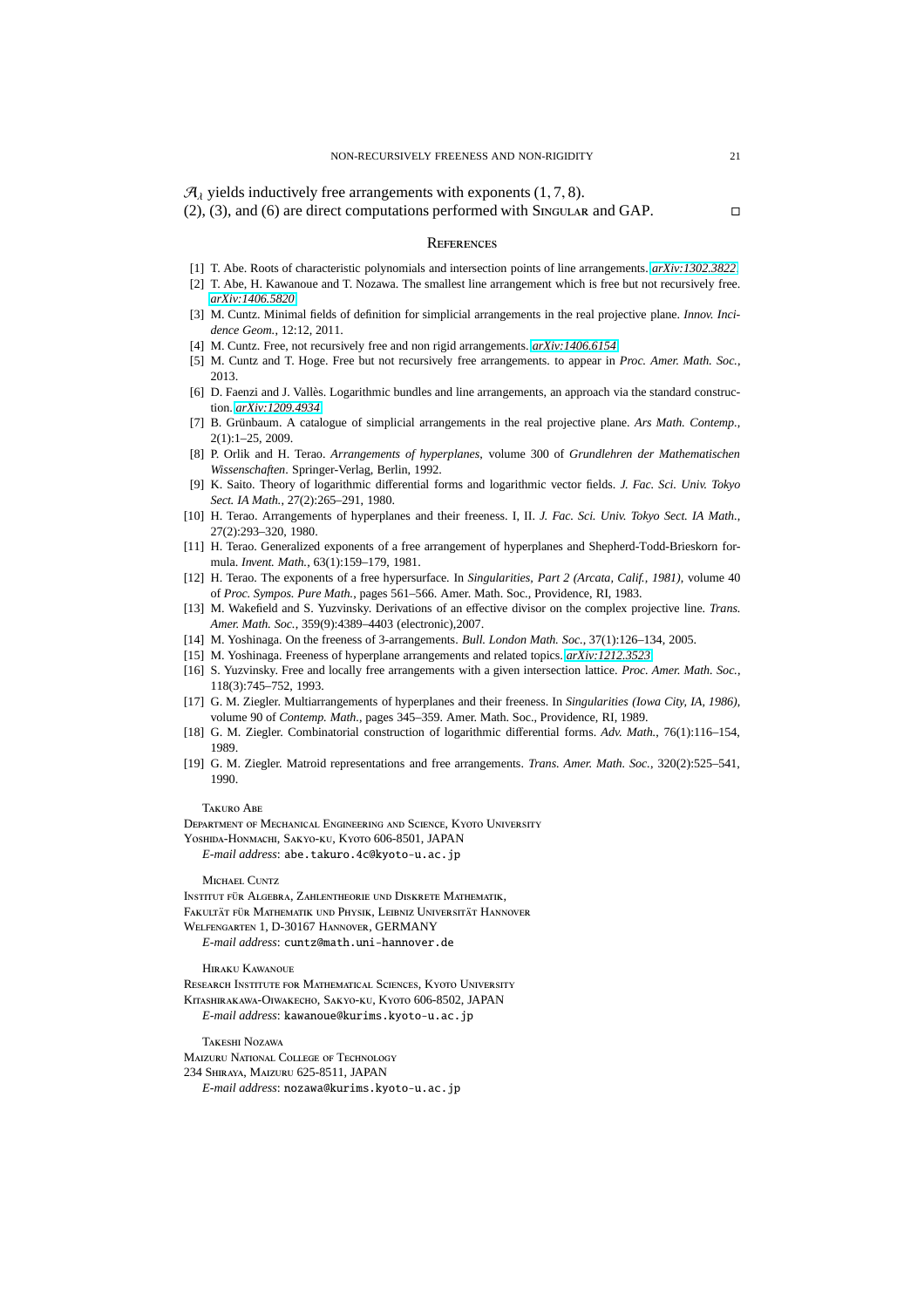$\mathcal{A}_\lambda$ yields inductively free arrangements with exponents $(1, 7, 8)$.

(2), (3), and (6) are direct computations performed with Singular and GAP. □

## References

[1] T. Abe. Roots of characteristic polynomials and intersection points of line arrangements. arXiv:1302.3822

[2] T. Abe, H. Kawanoue and T. Nozawa. The smallest line arrangement which is free but not recursively free. arXiv:1406.5820

[3] M. Cuntz. Minimal fields of definition for simplicial arrangements in the real projective plane. *Innov. Incidence Geom.*, 12:12, 2011.

[4] M. Cuntz. Free, not recursively free and non rigid arrangements. arXiv:1406.6154

[5] M. Cuntz and T. Hoge. Free but not recursively free arrangements. to appear in *Proc. Amer. Math. Soc.*, 2013.

[6] D. Faenzi and J. Vallès. Logarithmic bundles and line arrangements, an approach via the standard construction. arXiv:1209.4934

[7] B. Grünbaum. A catalogue of simplicial arrangements in the real projective plane. *Ars Math. Contemp.*, 2(1):1–25, 2009.

[8] P. Orlik and H. Terao. *Arrangements of hyperplanes*, volume 300 of *Grundlehren der Mathematischen Wissenschaften*. Springer-Verlag, Berlin, 1992.

[9] K. Saito. Theory of logarithmic differential forms and logarithmic vector fields. *J. Fac. Sci. Univ. Tokyo Sect. IA Math.*, 27(2):265–291, 1980.

[10] H. Terao. Arrangements of hyperplanes and their freeness. I, II. *J. Fac. Sci. Univ. Tokyo Sect. IA Math.*, 27(2):293–320, 1980.

[11] H. Terao. Generalized exponents of a free arrangement of hyperplanes and Shepherd-Todd-Brieskorn formula. *Invent. Math.*, 63(1):159–179, 1981.

[12] H. Terao. The exponents of a free hypersurface. In *Singularities, Part 2 (Arcata, Calif., 1981)*, volume 40 of *Proc. Sympos. Pure Math.*, pages 561–566. Amer. Math. Soc., Providence, RI, 1983.

[13] M. Wakefield and S. Yuzvinsky. Derivations of an effective divisor on the complex projective line. *Trans. Amer. Math. Soc.*, 359(9):4389–4403 (electronic),2007.

[14] M. Yoshinaga. On the freeness of 3-arrangements. *Bull. London Math. Soc.*, 37(1):126–134, 2005.

[15] M. Yoshinaga. Freeness of hyperplane arrangements and related topics. arXiv:1212.3523

[16] S. Yuzvinsky. Free and locally free arrangements with a given intersection lattice. *Proc. Amer. Math. Soc.*, 118(3):745–752, 1993.

[17] G. M. Ziegler. Multiarrangements of hyperplanes and their freeness. In *Singularities (Iowa City, IA, 1986)*, volume 90 of *Contemp. Math.*, pages 345–359. Amer. Math. Soc., Providence, RI, 1989.

[18] G. M. Ziegler. Combinatorial construction of logarithmic differential forms. *Adv. Math.*, 76(1):116–154, 1989.

[19] G. M. Ziegler. Matroid representations and free arrangements. *Trans. Amer. Math. Soc.*, 320(2):525–541, 1990.

Takuro Abe

Department of Mechanical Engineering and Science, Kyoto University
Yoshida-Honmachi, Sakyo-ku, Kyoto 606-8501, JAPAN

*E-mail address*: abe.takuro.4c@kyoto-u.ac.jp

Michael Cuntz

Institut für Algebra, Zahlentheorie und Diskrete Mathematik,
Fakultät für Mathematik und Physik, Leibniz Universität Hannover
Welfengarten 1, D-30167 Hannover, GERMANY

*E-mail address*: cuntz@math.uni-hannover.de

Hiraku Kawanoue

Research Institute for Mathematical Sciences, Kyoto University
Kitashirakawa-Oiwakecho, Sakyo-ku, Kyoto 606-8502, JAPAN

*E-mail address*: kawanoue@kurims.kyoto-u.ac.jp

Takeshi Nozawa

Maizuru National College of Technology
234 Shiraya, Maizuru 625-8511, JAPAN

*E-mail address*: nozawa@kurims.kyoto-u.ac.jp